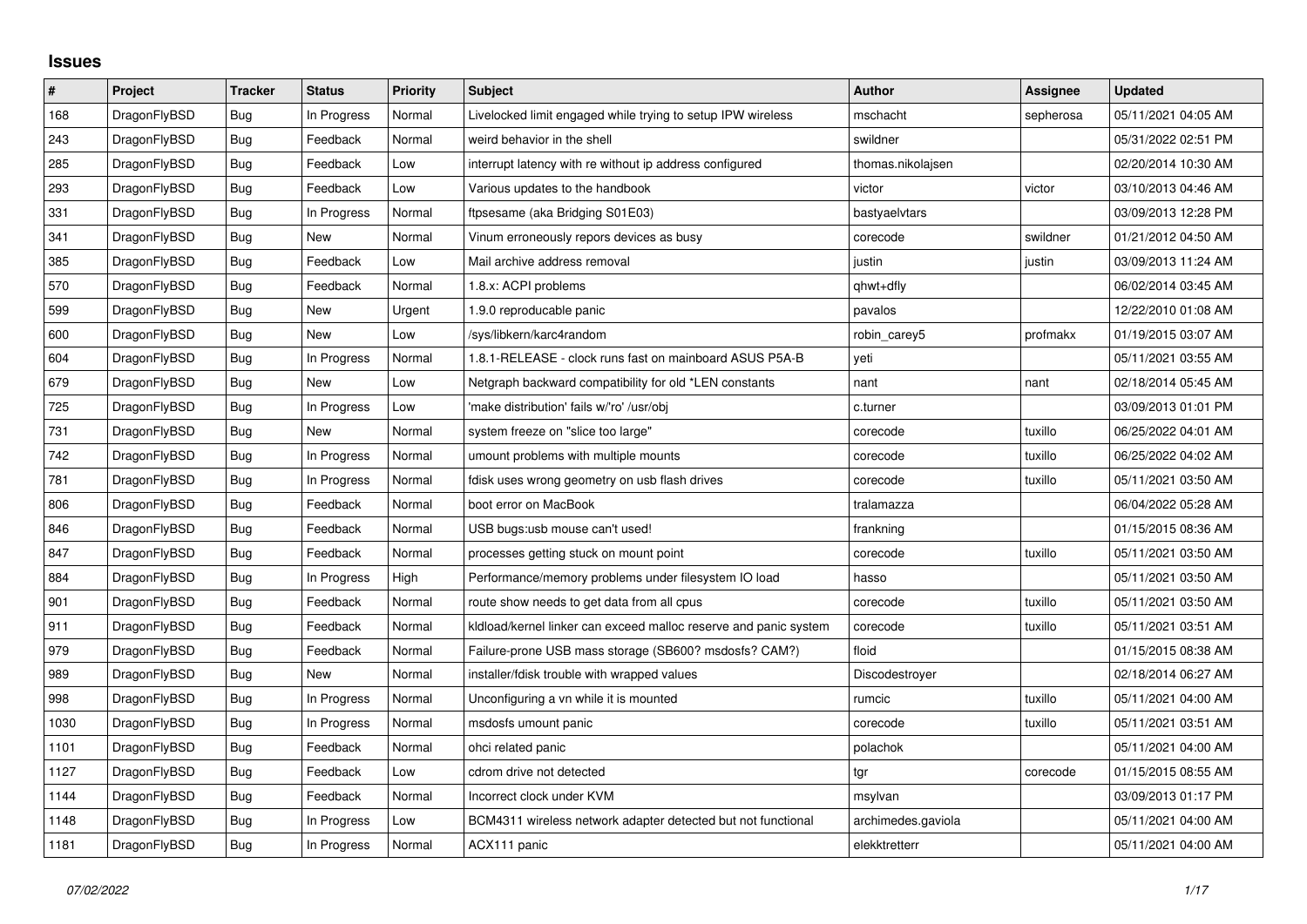# Issues

| # | Project | Tracker | Status | Priority | Subject | Author | Assignee | Updated |
|---|---|---|---|---|---|---|---|---|
| 168 | DragonFlyBSD | Bug | In Progress | Normal | Livelocked limit engaged while trying to setup IPW wireless | mschacht | sepherosa | 05/11/2021 04:05 AM |
| 243 | DragonFlyBSD | Bug | Feedback | Normal | weird behavior in the shell | swildner | | 05/31/2022 02:51 PM |
| 285 | DragonFlyBSD | Bug | Feedback | Low | interrupt latency with re without ip address configured | thomas.nikolajsen | | 02/20/2014 10:30 AM |
| 293 | DragonFlyBSD | Bug | Feedback | Low | Various updates to the handbook | victor | victor | 03/10/2013 04:46 AM |
| 331 | DragonFlyBSD | Bug | In Progress | Normal | ftpsesame (aka Bridging S01E03) | bastyaelvtars | | 03/09/2013 12:28 PM |
| 341 | DragonFlyBSD | Bug | New | Normal | Vinum erroneously repors devices as busy | corecode | swildner | 01/21/2012 04:50 AM |
| 385 | DragonFlyBSD | Bug | Feedback | Low | Mail archive address removal | justin | justin | 03/09/2013 11:24 AM |
| 570 | DragonFlyBSD | Bug | Feedback | Normal | 1.8.x: ACPI problems | qhwt+dfly | | 06/02/2014 03:45 AM |
| 599 | DragonFlyBSD | Bug | New | Urgent | 1.9.0 reproducable panic | pavalos | | 12/22/2010 01:08 AM |
| 600 | DragonFlyBSD | Bug | New | Low | /sys/libkern/karc4random | robin_carey5 | profmakx | 01/19/2015 03:07 AM |
| 604 | DragonFlyBSD | Bug | In Progress | Normal | 1.8.1-RELEASE - clock runs fast on mainboard ASUS P5A-B | yeti | | 05/11/2021 03:55 AM |
| 679 | DragonFlyBSD | Bug | New | Low | Netgraph backward compatibility for old *LEN constants | nant | nant | 02/18/2014 05:45 AM |
| 725 | DragonFlyBSD | Bug | In Progress | Low | 'make distribution' fails w/'ro' /usr/obj | c.turner | | 03/09/2013 01:01 PM |
| 731 | DragonFlyBSD | Bug | New | Normal | system freeze on "slice too large" | corecode | tuxillo | 06/25/2022 04:01 AM |
| 742 | DragonFlyBSD | Bug | In Progress | Normal | umount problems with multiple mounts | corecode | tuxillo | 06/25/2022 04:02 AM |
| 781 | DragonFlyBSD | Bug | In Progress | Normal | fdisk uses wrong geometry on usb flash drives | corecode | tuxillo | 05/11/2021 03:50 AM |
| 806 | DragonFlyBSD | Bug | Feedback | Normal | boot error on MacBook | tralamazza | | 06/04/2022 05:28 AM |
| 846 | DragonFlyBSD | Bug | Feedback | Normal | USB bugs:usb mouse can't used! | frankning | | 01/15/2015 08:36 AM |
| 847 | DragonFlyBSD | Bug | Feedback | Normal | processes getting stuck on mount point | corecode | tuxillo | 05/11/2021 03:50 AM |
| 884 | DragonFlyBSD | Bug | In Progress | High | Performance/memory problems under filesystem IO load | hasso | | 05/11/2021 03:50 AM |
| 901 | DragonFlyBSD | Bug | Feedback | Normal | route show needs to get data from all cpus | corecode | tuxillo | 05/11/2021 03:50 AM |
| 911 | DragonFlyBSD | Bug | Feedback | Normal | kldload/kernel linker can exceed malloc reserve and panic system | corecode | tuxillo | 05/11/2021 03:51 AM |
| 979 | DragonFlyBSD | Bug | Feedback | Normal | Failure-prone USB mass storage (SB600? msdosfs? CAM?) | floid | | 01/15/2015 08:38 AM |
| 989 | DragonFlyBSD | Bug | New | Normal | installer/fdisk trouble with wrapped values | Discodestroyer | | 02/18/2014 06:27 AM |
| 998 | DragonFlyBSD | Bug | In Progress | Normal | Unconfiguring a vn while it is mounted | rumcic | tuxillo | 05/11/2021 04:00 AM |
| 1030 | DragonFlyBSD | Bug | In Progress | Normal | msdosfs umount panic | corecode | tuxillo | 05/11/2021 03:51 AM |
| 1101 | DragonFlyBSD | Bug | Feedback | Normal | ohci related panic | polachok | | 05/11/2021 04:00 AM |
| 1127 | DragonFlyBSD | Bug | Feedback | Low | cdrom drive not detected | tgr | corecode | 01/15/2015 08:55 AM |
| 1144 | DragonFlyBSD | Bug | Feedback | Normal | Incorrect clock under KVM | msylvan | | 03/09/2013 01:17 PM |
| 1148 | DragonFlyBSD | Bug | In Progress | Low | BCM4311 wireless network adapter detected but not functional | archimedes.gaviola | | 05/11/2021 04:00 AM |
| 1181 | DragonFlyBSD | Bug | In Progress | Normal | ACX111 panic | elekktretterr | | 05/11/2021 04:00 AM |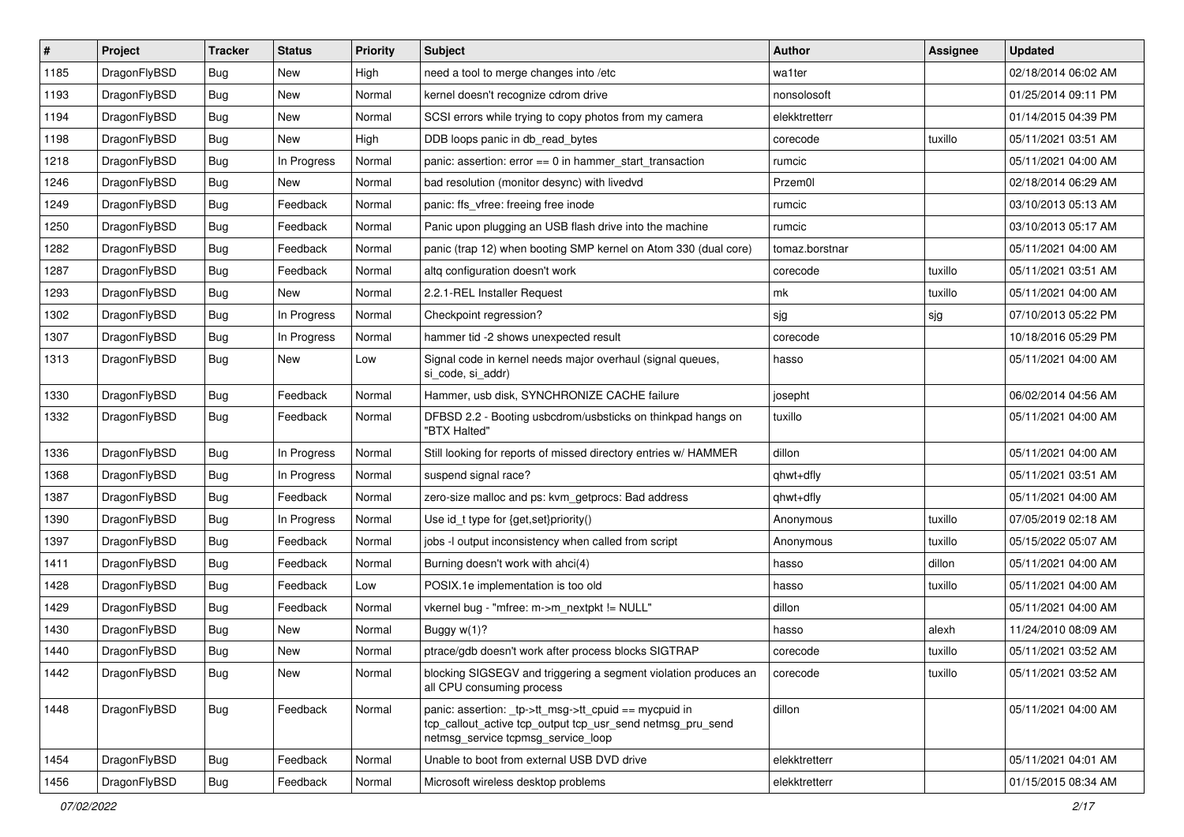| # | Project | Tracker | Status | Priority | Subject | Author | Assignee | Updated |
|---|---|---|---|---|---|---|---|---|
| 1185 | DragonFlyBSD | Bug | New | High | need a tool to merge changes into /etc | wa1ter | | 02/18/2014 06:02 AM |
| 1193 | DragonFlyBSD | Bug | New | Normal | kernel doesn't recognize cdrom drive | nonsolosoft | | 01/25/2014 09:11 PM |
| 1194 | DragonFlyBSD | Bug | New | Normal | SCSI errors while trying to copy photos from my camera | elekktretterr | | 01/14/2015 04:39 PM |
| 1198 | DragonFlyBSD | Bug | New | High | DDB loops panic in db_read_bytes | corecode | tuxillo | 05/11/2021 03:51 AM |
| 1218 | DragonFlyBSD | Bug | In Progress | Normal | panic: assertion: error == 0 in hammer_start_transaction | rumcic | | 05/11/2021 04:00 AM |
| 1246 | DragonFlyBSD | Bug | New | Normal | bad resolution (monitor desync) with livedvd | Przem0l | | 02/18/2014 06:29 AM |
| 1249 | DragonFlyBSD | Bug | Feedback | Normal | panic: ffs_vfree: freeing free inode | rumcic | | 03/10/2013 05:13 AM |
| 1250 | DragonFlyBSD | Bug | Feedback | Normal | Panic upon plugging an USB flash drive into the machine | rumcic | | 03/10/2013 05:17 AM |
| 1282 | DragonFlyBSD | Bug | Feedback | Normal | panic (trap 12) when booting SMP kernel on Atom 330 (dual core) | tomaz.borstnar | | 05/11/2021 04:00 AM |
| 1287 | DragonFlyBSD | Bug | Feedback | Normal | altq configuration doesn't work | corecode | tuxillo | 05/11/2021 03:51 AM |
| 1293 | DragonFlyBSD | Bug | New | Normal | 2.2.1-REL Installer Request | mk | tuxillo | 05/11/2021 04:00 AM |
| 1302 | DragonFlyBSD | Bug | In Progress | Normal | Checkpoint regression? | sjg | sjg | 07/10/2013 05:22 PM |
| 1307 | DragonFlyBSD | Bug | In Progress | Normal | hammer tid -2 shows unexpected result | corecode | | 10/18/2016 05:29 PM |
| 1313 | DragonFlyBSD | Bug | New | Low | Signal code in kernel needs major overhaul (signal queues, si_code, si_addr) | hasso | | 05/11/2021 04:00 AM |
| 1330 | DragonFlyBSD | Bug | Feedback | Normal | Hammer, usb disk, SYNCHRONIZE CACHE failure | josepht | | 06/02/2014 04:56 AM |
| 1332 | DragonFlyBSD | Bug | Feedback | Normal | DFBSD 2.2 - Booting usbcdrom/usbsticks on thinkpad hangs on "BTX Halted" | tuxillo | | 05/11/2021 04:00 AM |
| 1336 | DragonFlyBSD | Bug | In Progress | Normal | Still looking for reports of missed directory entries w/ HAMMER | dillon | | 05/11/2021 04:00 AM |
| 1368 | DragonFlyBSD | Bug | In Progress | Normal | suspend signal race? | qhwt+dfly | | 05/11/2021 03:51 AM |
| 1387 | DragonFlyBSD | Bug | Feedback | Normal | zero-size malloc and ps: kvm_getprocs: Bad address | qhwt+dfly | | 05/11/2021 04:00 AM |
| 1390 | DragonFlyBSD | Bug | In Progress | Normal | Use id_t type for {get,set}priority() | Anonymous | tuxillo | 07/05/2019 02:18 AM |
| 1397 | DragonFlyBSD | Bug | Feedback | Normal | jobs -l output inconsistency when called from script | Anonymous | tuxillo | 05/15/2022 05:07 AM |
| 1411 | DragonFlyBSD | Bug | Feedback | Normal | Burning doesn't work with ahci(4) | hasso | dillon | 05/11/2021 04:00 AM |
| 1428 | DragonFlyBSD | Bug | Feedback | Low | POSIX.1e implementation is too old | hasso | tuxillo | 05/11/2021 04:00 AM |
| 1429 | DragonFlyBSD | Bug | Feedback | Normal | vkernel bug - "mfree: m->m_nextpkt != NULL" | dillon | | 05/11/2021 04:00 AM |
| 1430 | DragonFlyBSD | Bug | New | Normal | Buggy w(1)? | hasso | alexh | 11/24/2010 08:09 AM |
| 1440 | DragonFlyBSD | Bug | New | Normal | ptrace/gdb doesn't work after process blocks SIGTRAP | corecode | tuxillo | 05/11/2021 03:52 AM |
| 1442 | DragonFlyBSD | Bug | New | Normal | blocking SIGSEGV and triggering a segment violation produces an all CPU consuming process | corecode | tuxillo | 05/11/2021 03:52 AM |
| 1448 | DragonFlyBSD | Bug | Feedback | Normal | panic: assertion: _tp->tt_msg->tt_cpuid == mycpuid in tcp_callout_active tcp_output tcp_usr_send netmsg_pru_send netmsg_service tcpmsg_service_loop | dillon | | 05/11/2021 04:00 AM |
| 1454 | DragonFlyBSD | Bug | Feedback | Normal | Unable to boot from external USB DVD drive | elekktretterr | | 05/11/2021 04:01 AM |
| 1456 | DragonFlyBSD | Bug | Feedback | Normal | Microsoft wireless desktop problems | elekktretterr | | 01/15/2015 08:34 AM |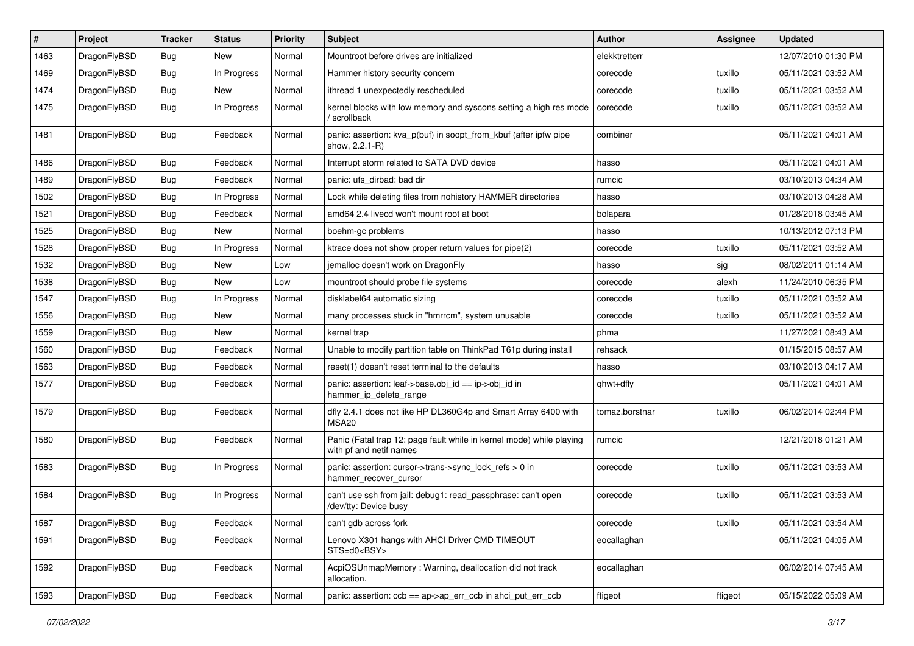| # | Project | Tracker | Status | Priority | Subject | Author | Assignee | Updated |
|---|---|---|---|---|---|---|---|---|
| 1463 | DragonFlyBSD | Bug | New | Normal | Mountroot before drives are initialized | elekktretterr | | 12/07/2010 01:30 PM |
| 1469 | DragonFlyBSD | Bug | In Progress | Normal | Hammer history security concern | corecode | tuxillo | 05/11/2021 03:52 AM |
| 1474 | DragonFlyBSD | Bug | New | Normal | ithread 1 unexpectedly rescheduled | corecode | tuxillo | 05/11/2021 03:52 AM |
| 1475 | DragonFlyBSD | Bug | In Progress | Normal | kernel blocks with low memory and syscons setting a high res mode / scrollback | corecode | tuxillo | 05/11/2021 03:52 AM |
| 1481 | DragonFlyBSD | Bug | Feedback | Normal | panic: assertion: kva_p(buf) in soopt_from_kbuf (after ipfw pipe show, 2.2.1-R) | combiner | | 05/11/2021 04:01 AM |
| 1486 | DragonFlyBSD | Bug | Feedback | Normal | Interrupt storm related to SATA DVD device | hasso | | 05/11/2021 04:01 AM |
| 1489 | DragonFlyBSD | Bug | Feedback | Normal | panic: ufs_dirbad: bad dir | rumcic | | 03/10/2013 04:34 AM |
| 1502 | DragonFlyBSD | Bug | In Progress | Normal | Lock while deleting files from nohistory HAMMER directories | hasso | | 03/10/2013 04:28 AM |
| 1521 | DragonFlyBSD | Bug | Feedback | Normal | amd64 2.4 livecd won't mount root at boot | bolapara | | 01/28/2018 03:45 AM |
| 1525 | DragonFlyBSD | Bug | New | Normal | boehm-gc problems | hasso | | 10/13/2012 07:13 PM |
| 1528 | DragonFlyBSD | Bug | In Progress | Normal | ktrace does not show proper return values for pipe(2) | corecode | tuxillo | 05/11/2021 03:52 AM |
| 1532 | DragonFlyBSD | Bug | New | Low | jemalloc doesn't work on DragonFly | hasso | sjg | 08/02/2011 01:14 AM |
| 1538 | DragonFlyBSD | Bug | New | Low | mountroot should probe file systems | corecode | alexh | 11/24/2010 06:35 PM |
| 1547 | DragonFlyBSD | Bug | In Progress | Normal | disklabel64 automatic sizing | corecode | tuxillo | 05/11/2021 03:52 AM |
| 1556 | DragonFlyBSD | Bug | New | Normal | many processes stuck in "hmrrcm", system unusable | corecode | tuxillo | 05/11/2021 03:52 AM |
| 1559 | DragonFlyBSD | Bug | New | Normal | kernel trap | phma | | 11/27/2021 08:43 AM |
| 1560 | DragonFlyBSD | Bug | Feedback | Normal | Unable to modify partition table on ThinkPad T61p during install | rehsack | | 01/15/2015 08:57 AM |
| 1563 | DragonFlyBSD | Bug | Feedback | Normal | reset(1) doesn't reset terminal to the defaults | hasso | | 03/10/2013 04:17 AM |
| 1577 | DragonFlyBSD | Bug | Feedback | Normal | panic: assertion: leaf->base.obj_id == ip->obj_id in hammer_ip_delete_range | qhwt+dfly | | 05/11/2021 04:01 AM |
| 1579 | DragonFlyBSD | Bug | Feedback | Normal | dfly 2.4.1 does not like HP DL360G4p and Smart Array 6400 with MSA20 | tomaz.borstnar | tuxillo | 06/02/2014 02:44 PM |
| 1580 | DragonFlyBSD | Bug | Feedback | Normal | Panic (Fatal trap 12: page fault while in kernel mode) while playing with pf and netif names | rumcic | | 12/21/2018 01:21 AM |
| 1583 | DragonFlyBSD | Bug | In Progress | Normal | panic: assertion: cursor->trans->sync_lock_refs > 0 in hammer_recover_cursor | corecode | tuxillo | 05/11/2021 03:53 AM |
| 1584 | DragonFlyBSD | Bug | In Progress | Normal | can't use ssh from jail: debug1: read_passphrase: can't open /dev/tty: Device busy | corecode | tuxillo | 05/11/2021 03:53 AM |
| 1587 | DragonFlyBSD | Bug | Feedback | Normal | can't gdb across fork | corecode | tuxillo | 05/11/2021 03:54 AM |
| 1591 | DragonFlyBSD | Bug | Feedback | Normal | Lenovo X301 hangs with AHCI Driver CMD TIMEOUT STS=d0<BSY> | eocallaghan | | 05/11/2021 04:05 AM |
| 1592 | DragonFlyBSD | Bug | Feedback | Normal | AcpiOSUnmapMemory : Warning, deallocation did not track allocation. | eocallaghan | | 06/02/2014 07:45 AM |
| 1593 | DragonFlyBSD | Bug | Feedback | Normal | panic: assertion: ccb == ap->ap_err_ccb in ahci_put_err_ccb | ftigeot | ftigeot | 05/15/2022 05:09 AM |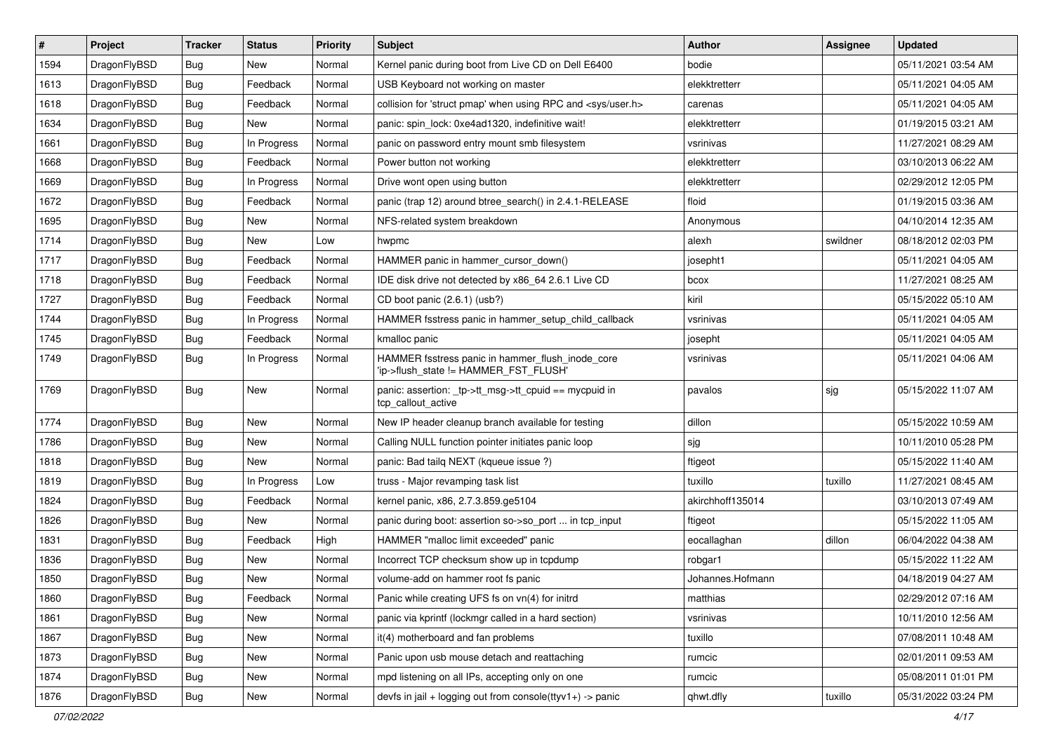| # | Project | Tracker | Status | Priority | Subject | Author | Assignee | Updated |
|---|---|---|---|---|---|---|---|---|
| 1594 | DragonFlyBSD | Bug | New | Normal | Kernel panic during boot from Live CD on Dell E6400 | bodie | | 05/11/2021 03:54 AM |
| 1613 | DragonFlyBSD | Bug | Feedback | Normal | USB Keyboard not working on master | elekktretterr | | 05/11/2021 04:05 AM |
| 1618 | DragonFlyBSD | Bug | Feedback | Normal | collision for 'struct pmap' when using RPC and <sys/user.h> | carenas | | 05/11/2021 04:05 AM |
| 1634 | DragonFlyBSD | Bug | New | Normal | panic: spin_lock: 0xe4ad1320, indefinitive wait! | elekktretterr | | 01/19/2015 03:21 AM |
| 1661 | DragonFlyBSD | Bug | In Progress | Normal | panic on password entry mount smb filesystem | vsrinivas | | 11/27/2021 08:29 AM |
| 1668 | DragonFlyBSD | Bug | Feedback | Normal | Power button not working | elekktretterr | | 03/10/2013 06:22 AM |
| 1669 | DragonFlyBSD | Bug | In Progress | Normal | Drive wont open using button | elekktretterr | | 02/29/2012 12:05 PM |
| 1672 | DragonFlyBSD | Bug | Feedback | Normal | panic (trap 12) around btree_search() in 2.4.1-RELEASE | floid | | 01/19/2015 03:36 AM |
| 1695 | DragonFlyBSD | Bug | New | Normal | NFS-related system breakdown | Anonymous | | 04/10/2014 12:35 AM |
| 1714 | DragonFlyBSD | Bug | New | Low | hwpmc | alexh | swildner | 08/18/2012 02:03 PM |
| 1717 | DragonFlyBSD | Bug | Feedback | Normal | HAMMER panic in hammer_cursor_down() | josepht1 | | 05/11/2021 04:05 AM |
| 1718 | DragonFlyBSD | Bug | Feedback | Normal | IDE disk drive not detected by x86_64 2.6.1 Live CD | bcox | | 11/27/2021 08:25 AM |
| 1727 | DragonFlyBSD | Bug | Feedback | Normal | CD boot panic (2.6.1) (usb?) | kiril | | 05/15/2022 05:10 AM |
| 1744 | DragonFlyBSD | Bug | In Progress | Normal | HAMMER fsstress panic in hammer_setup_child_callback | vsrinivas | | 05/11/2021 04:05 AM |
| 1745 | DragonFlyBSD | Bug | Feedback | Normal | kmalloc panic | josepht | | 05/11/2021 04:05 AM |
| 1749 | DragonFlyBSD | Bug | In Progress | Normal | HAMMER fsstress panic in hammer_flush_inode_core 'ip->flush_state != HAMMER_FST_FLUSH' | vsrinivas | | 05/11/2021 04:06 AM |
| 1769 | DragonFlyBSD | Bug | New | Normal | panic: assertion: _tp->tt_msg->tt_cpuid == mycpuid in tcp_callout_active | pavalos | sjg | 05/15/2022 11:07 AM |
| 1774 | DragonFlyBSD | Bug | New | Normal | New IP header cleanup branch available for testing | dillon | | 05/15/2022 10:59 AM |
| 1786 | DragonFlyBSD | Bug | New | Normal | Calling NULL function pointer initiates panic loop | sjg | | 10/11/2010 05:28 PM |
| 1818 | DragonFlyBSD | Bug | New | Normal | panic: Bad tailq NEXT (kqueue issue ?) | ftigeot | | 05/15/2022 11:40 AM |
| 1819 | DragonFlyBSD | Bug | In Progress | Low | truss - Major revamping task list | tuxillo | tuxillo | 11/27/2021 08:45 AM |
| 1824 | DragonFlyBSD | Bug | Feedback | Normal | kernel panic, x86, 2.7.3.859.ge5104 | akirchhoff135014 | | 03/10/2013 07:49 AM |
| 1826 | DragonFlyBSD | Bug | New | Normal | panic during boot: assertion so->so_port ... in tcp_input | ftigeot | | 05/15/2022 11:05 AM |
| 1831 | DragonFlyBSD | Bug | Feedback | High | HAMMER "malloc limit exceeded" panic | eocallaghan | dillon | 06/04/2022 04:38 AM |
| 1836 | DragonFlyBSD | Bug | New | Normal | Incorrect TCP checksum show up in tcpdump | robgar1 | | 05/15/2022 11:22 AM |
| 1850 | DragonFlyBSD | Bug | New | Normal | volume-add on hammer root fs panic | Johannes.Hofmann | | 04/18/2019 04:27 AM |
| 1860 | DragonFlyBSD | Bug | Feedback | Normal | Panic while creating UFS fs on vn(4) for initrd | matthias | | 02/29/2012 07:16 AM |
| 1861 | DragonFlyBSD | Bug | New | Normal | panic via kprintf (lockmgr called in a hard section) | vsrinivas | | 10/11/2010 12:56 AM |
| 1867 | DragonFlyBSD | Bug | New | Normal | it(4) motherboard and fan problems | tuxillo | | 07/08/2011 10:48 AM |
| 1873 | DragonFlyBSD | Bug | New | Normal | Panic upon usb mouse detach and reattaching | rumcic | | 02/01/2011 09:53 AM |
| 1874 | DragonFlyBSD | Bug | New | Normal | mpd listening on all IPs, accepting only on one | rumcic | | 05/08/2011 01:01 PM |
| 1876 | DragonFlyBSD | Bug | New | Normal | devfs in jail + logging out from console(ttyv1+) -> panic | qhwt.dfly | tuxillo | 05/31/2022 03:24 PM |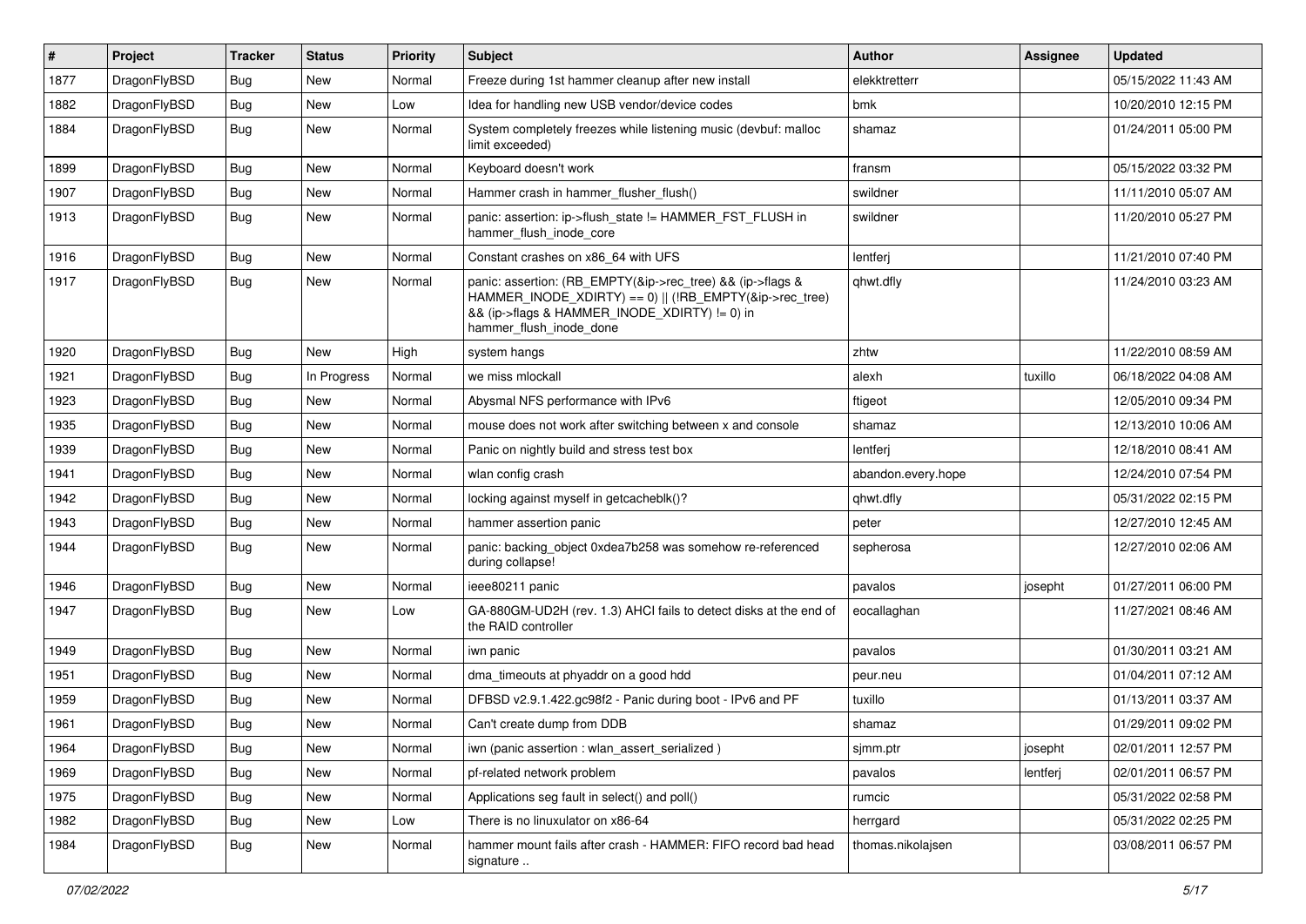| # | Project | Tracker | Status | Priority | Subject | Author | Assignee | Updated |
|---|---|---|---|---|---|---|---|---|
| 1877 | DragonFlyBSD | Bug | New | Normal | Freeze during 1st hammer cleanup after new install | elekktretterr | | 05/15/2022 11:43 AM |
| 1882 | DragonFlyBSD | Bug | New | Low | Idea for handling new USB vendor/device codes | bmk | | 10/20/2010 12:15 PM |
| 1884 | DragonFlyBSD | Bug | New | Normal | System completely freezes while listening music (devbuf: malloc limit exceeded) | shamaz | | 01/24/2011 05:00 PM |
| 1899 | DragonFlyBSD | Bug | New | Normal | Keyboard doesn't work | fransm | | 05/15/2022 03:32 PM |
| 1907 | DragonFlyBSD | Bug | New | Normal | Hammer crash in hammer_flusher_flush() | swildner | | 11/11/2010 05:07 AM |
| 1913 | DragonFlyBSD | Bug | New | Normal | panic: assertion: ip->flush_state != HAMMER_FST_FLUSH in hammer_flush_inode_core | swildner | | 11/20/2010 05:27 PM |
| 1916 | DragonFlyBSD | Bug | New | Normal | Constant crashes on x86_64 with UFS | lentferj | | 11/21/2010 07:40 PM |
| 1917 | DragonFlyBSD | Bug | New | Normal | panic: assertion: (RB_EMPTY(&ip->rec_tree) && (ip->flags & HAMMER_INODE_XDIRTY) == 0) \|\| (!RB_EMPTY(&ip->rec_tree) && (ip->flags & HAMMER_INODE_XDIRTY) != 0) in hammer_flush_inode_done | qhwt.dfly | | 11/24/2010 03:23 AM |
| 1920 | DragonFlyBSD | Bug | New | High | system hangs | zhtw | | 11/22/2010 08:59 AM |
| 1921 | DragonFlyBSD | Bug | In Progress | Normal | we miss mlockall | alexh | tuxillo | 06/18/2022 04:08 AM |
| 1923 | DragonFlyBSD | Bug | New | Normal | Abysmal NFS performance with IPv6 | ftigeot | | 12/05/2010 09:34 PM |
| 1935 | DragonFlyBSD | Bug | New | Normal | mouse does not work after switching between x and console | shamaz | | 12/13/2010 10:06 AM |
| 1939 | DragonFlyBSD | Bug | New | Normal | Panic on nightly build and stress test box | lentferj | | 12/18/2010 08:41 AM |
| 1941 | DragonFlyBSD | Bug | New | Normal | wlan config crash | abandon.every.hope | | 12/24/2010 07:54 PM |
| 1942 | DragonFlyBSD | Bug | New | Normal | locking against myself in getcacheblk()? | qhwt.dfly | | 05/31/2022 02:15 PM |
| 1943 | DragonFlyBSD | Bug | New | Normal | hammer assertion panic | peter | | 12/27/2010 12:45 AM |
| 1944 | DragonFlyBSD | Bug | New | Normal | panic: backing_object 0xdea7b258 was somehow re-referenced during collapse! | sepherosa | | 12/27/2010 02:06 AM |
| 1946 | DragonFlyBSD | Bug | New | Normal | ieee80211 panic | pavalos | josepht | 01/27/2011 06:00 PM |
| 1947 | DragonFlyBSD | Bug | New | Low | GA-880GM-UD2H (rev. 1.3) AHCI fails to detect disks at the end of the RAID controller | eocallaghan | | 11/27/2021 08:46 AM |
| 1949 | DragonFlyBSD | Bug | New | Normal | iwn panic | pavalos | | 01/30/2011 03:21 AM |
| 1951 | DragonFlyBSD | Bug | New | Normal | dma_timeouts at phyaddr on a good hdd | peur.neu | | 01/04/2011 07:12 AM |
| 1959 | DragonFlyBSD | Bug | New | Normal | DFBSD v2.9.1.422.gc98f2 - Panic during boot - IPv6 and PF | tuxillo | | 01/13/2011 03:37 AM |
| 1961 | DragonFlyBSD | Bug | New | Normal | Can't create dump from DDB | shamaz | | 01/29/2011 09:02 PM |
| 1964 | DragonFlyBSD | Bug | New | Normal | iwn (panic assertion : wlan_assert_serialized ) | sjmm.ptr | josepht | 02/01/2011 12:57 PM |
| 1969 | DragonFlyBSD | Bug | New | Normal | pf-related network problem | pavalos | lentferj | 02/01/2011 06:57 PM |
| 1975 | DragonFlyBSD | Bug | New | Normal | Applications seg fault in select() and poll() | rumcic | | 05/31/2022 02:58 PM |
| 1982 | DragonFlyBSD | Bug | New | Low | There is no linuxulator on x86-64 | herrgard | | 05/31/2022 02:25 PM |
| 1984 | DragonFlyBSD | Bug | New | Normal | hammer mount fails after crash - HAMMER: FIFO record bad head signature .. | thomas.nikolajsen | | 03/08/2011 06:57 PM |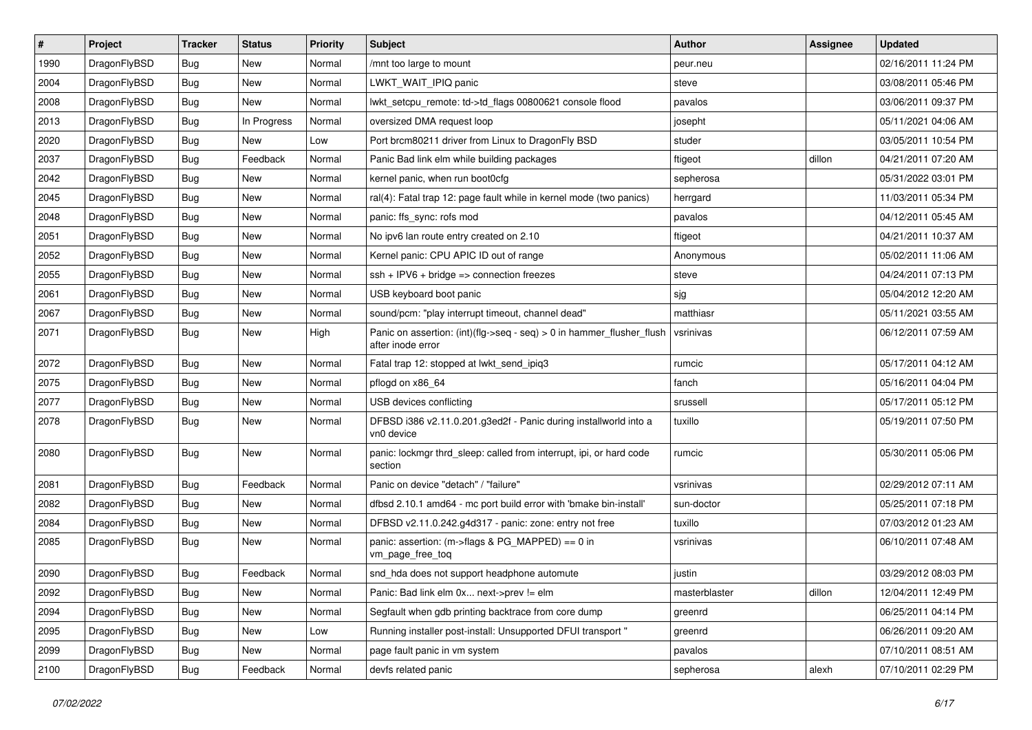| # | Project | Tracker | Status | Priority | Subject | Author | Assignee | Updated |
|---|---|---|---|---|---|---|---|---|
| 1990 | DragonFlyBSD | Bug | New | Normal | /mnt too large to mount | peur.neu | | 02/16/2011 11:24 PM |
| 2004 | DragonFlyBSD | Bug | New | Normal | LWKT_WAIT_IPIQ panic | steve | | 03/08/2011 05:46 PM |
| 2008 | DragonFlyBSD | Bug | New | Normal | lwkt_setcpu_remote: td->td_flags 00800621 console flood | pavalos | | 03/06/2011 09:37 PM |
| 2013 | DragonFlyBSD | Bug | In Progress | Normal | oversized DMA request loop | josepht | | 05/11/2021 04:06 AM |
| 2020 | DragonFlyBSD | Bug | New | Low | Port brcm80211 driver from Linux to DragonFly BSD | studer | | 03/05/2011 10:54 PM |
| 2037 | DragonFlyBSD | Bug | Feedback | Normal | Panic Bad link elm while building packages | ftigeot | dillon | 04/21/2011 07:20 AM |
| 2042 | DragonFlyBSD | Bug | New | Normal | kernel panic, when run boot0cfg | sepherosa | | 05/31/2022 03:01 PM |
| 2045 | DragonFlyBSD | Bug | New | Normal | ral(4): Fatal trap 12: page fault while in kernel mode (two panics) | herrgard | | 11/03/2011 05:34 PM |
| 2048 | DragonFlyBSD | Bug | New | Normal | panic: ffs_sync: rofs mod | pavalos | | 04/12/2011 05:45 AM |
| 2051 | DragonFlyBSD | Bug | New | Normal | No ipv6 lan route entry created on 2.10 | ftigeot | | 04/21/2011 10:37 AM |
| 2052 | DragonFlyBSD | Bug | New | Normal | Kernel panic: CPU APIC ID out of range | Anonymous | | 05/02/2011 11:06 AM |
| 2055 | DragonFlyBSD | Bug | New | Normal | ssh + IPV6 + bridge => connection freezes | steve | | 04/24/2011 07:13 PM |
| 2061 | DragonFlyBSD | Bug | New | Normal | USB keyboard boot panic | sjg | | 05/04/2012 12:20 AM |
| 2067 | DragonFlyBSD | Bug | New | Normal | sound/pcm: "play interrupt timeout, channel dead" | matthiasr | | 05/11/2021 03:55 AM |
| 2071 | DragonFlyBSD | Bug | New | High | Panic on assertion: (int)(flg->seq - seq) > 0 in hammer_flusher_flush after inode error | vsrinivas | | 06/12/2011 07:59 AM |
| 2072 | DragonFlyBSD | Bug | New | Normal | Fatal trap 12: stopped at lwkt_send_ipiq3 | rumcic | | 05/17/2011 04:12 AM |
| 2075 | DragonFlyBSD | Bug | New | Normal | pflogd on x86_64 | fanch | | 05/16/2011 04:04 PM |
| 2077 | DragonFlyBSD | Bug | New | Normal | USB devices conflicting | srussell | | 05/17/2011 05:12 PM |
| 2078 | DragonFlyBSD | Bug | New | Normal | DFBSD i386 v2.11.0.201.g3ed2f - Panic during installworld into a vn0 device | tuxillo | | 05/19/2011 07:50 PM |
| 2080 | DragonFlyBSD | Bug | New | Normal | panic: lockmgr thrd_sleep: called from interrupt, ipi, or hard code section | rumcic | | 05/30/2011 05:06 PM |
| 2081 | DragonFlyBSD | Bug | Feedback | Normal | Panic on device "detach" / "failure" | vsrinivas | | 02/29/2012 07:11 AM |
| 2082 | DragonFlyBSD | Bug | New | Normal | dfbsd 2.10.1 amd64 - mc port build error with 'bmake bin-install' | sun-doctor | | 05/25/2011 07:18 PM |
| 2084 | DragonFlyBSD | Bug | New | Normal | DFBSD v2.11.0.242.g4d317 - panic: zone: entry not free | tuxillo | | 07/03/2012 01:23 AM |
| 2085 | DragonFlyBSD | Bug | New | Normal | panic: assertion: (m->flags & PG_MAPPED) == 0 in vm_page_free_toq | vsrinivas | | 06/10/2011 07:48 AM |
| 2090 | DragonFlyBSD | Bug | Feedback | Normal | snd_hda does not support headphone automute | justin | | 03/29/2012 08:03 PM |
| 2092 | DragonFlyBSD | Bug | New | Normal | Panic: Bad link elm 0x... next->prev != elm | masterblaster | dillon | 12/04/2011 12:49 PM |
| 2094 | DragonFlyBSD | Bug | New | Normal | Segfault when gdb printing backtrace from core dump | greenrd | | 06/25/2011 04:14 PM |
| 2095 | DragonFlyBSD | Bug | New | Low | Running installer post-install: Unsupported DFUI transport " | greenrd | | 06/26/2011 09:20 AM |
| 2099 | DragonFlyBSD | Bug | New | Normal | page fault panic in vm system | pavalos | | 07/10/2011 08:51 AM |
| 2100 | DragonFlyBSD | Bug | Feedback | Normal | devfs related panic | sepherosa | alexh | 07/10/2011 02:29 PM |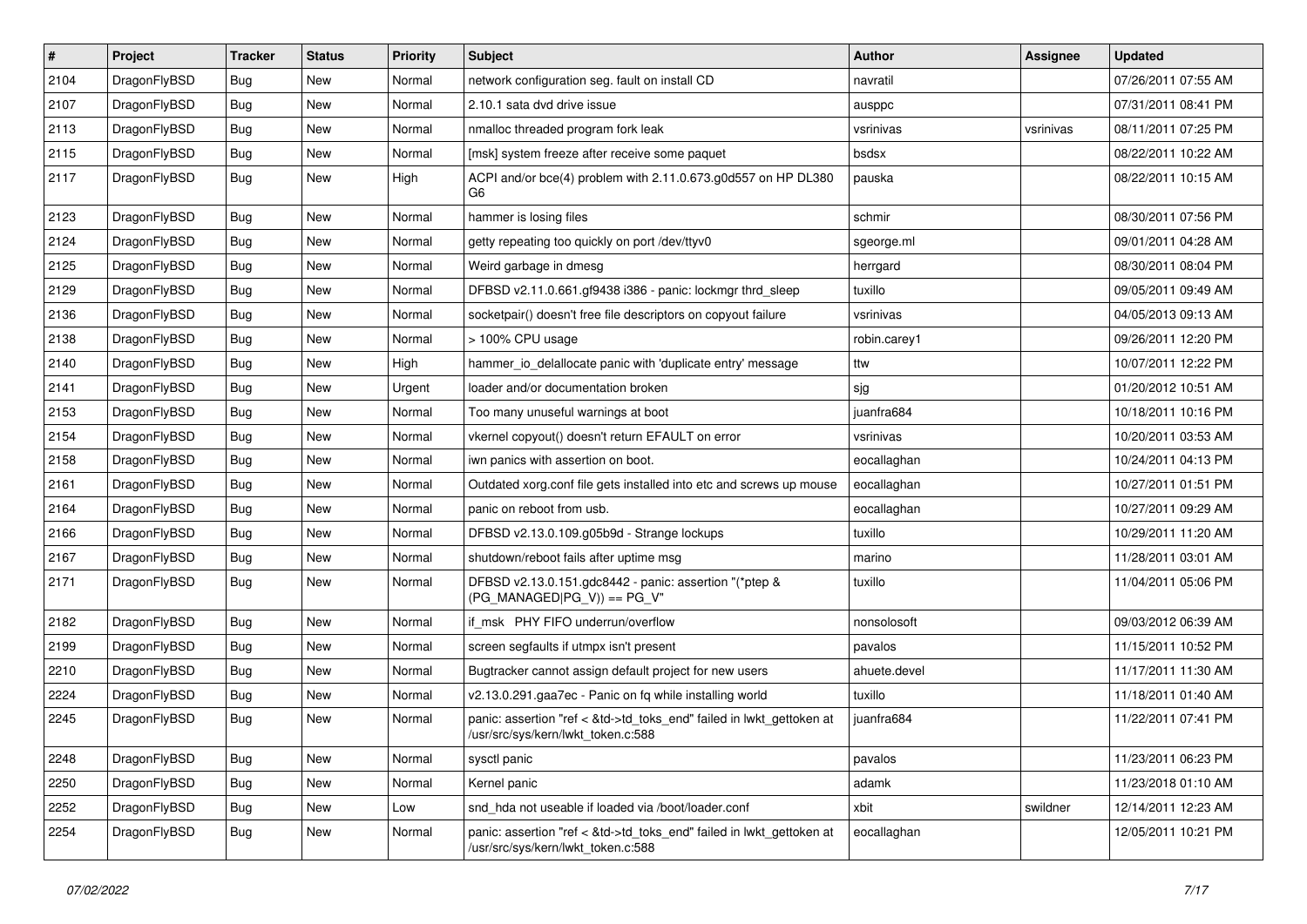| # | Project | Tracker | Status | Priority | Subject | Author | Assignee | Updated |
|---|---|---|---|---|---|---|---|---|
| 2104 | DragonFlyBSD | Bug | New | Normal | network configuration seg. fault on install CD | navratil | | 07/26/2011 07:55 AM |
| 2107 | DragonFlyBSD | Bug | New | Normal | 2.10.1 sata dvd drive issue | ausppc | | 07/31/2011 08:41 PM |
| 2113 | DragonFlyBSD | Bug | New | Normal | nmalloc threaded program fork leak | vsrinivas | vsrinivas | 08/11/2011 07:25 PM |
| 2115 | DragonFlyBSD | Bug | New | Normal | [msk] system freeze after receive some paquet | bsdsx | | 08/22/2011 10:22 AM |
| 2117 | DragonFlyBSD | Bug | New | High | ACPI and/or bce(4) problem with 2.11.0.673.g0d557 on HP DL380 G6 | pauska | | 08/22/2011 10:15 AM |
| 2123 | DragonFlyBSD | Bug | New | Normal | hammer is losing files | schmir | | 08/30/2011 07:56 PM |
| 2124 | DragonFlyBSD | Bug | New | Normal | getty repeating too quickly on port /dev/ttyv0 | sgeorge.ml | | 09/01/2011 04:28 AM |
| 2125 | DragonFlyBSD | Bug | New | Normal | Weird garbage in dmesg | herrgard | | 08/30/2011 08:04 PM |
| 2129 | DragonFlyBSD | Bug | New | Normal | DFBSD v2.11.0.661.gf9438 i386 - panic: lockmgr thrd_sleep | tuxillo | | 09/05/2011 09:49 AM |
| 2136 | DragonFlyBSD | Bug | New | Normal | socketpair() doesn't free file descriptors on copyout failure | vsrinivas | | 04/05/2013 09:13 AM |
| 2138 | DragonFlyBSD | Bug | New | Normal | > 100% CPU usage | robin.carey1 | | 09/26/2011 12:20 PM |
| 2140 | DragonFlyBSD | Bug | New | High | hammer_io_delallocate panic with 'duplicate entry' message | ttw | | 10/07/2011 12:22 PM |
| 2141 | DragonFlyBSD | Bug | New | Urgent | loader and/or documentation broken | sjg | | 01/20/2012 10:51 AM |
| 2153 | DragonFlyBSD | Bug | New | Normal | Too many unuseful warnings at boot | juanfra684 | | 10/18/2011 10:16 PM |
| 2154 | DragonFlyBSD | Bug | New | Normal | vkernel copyout() doesn't return EFAULT on error | vsrinivas | | 10/20/2011 03:53 AM |
| 2158 | DragonFlyBSD | Bug | New | Normal | iwn panics with assertion on boot. | eocallaghan | | 10/24/2011 04:13 PM |
| 2161 | DragonFlyBSD | Bug | New | Normal | Outdated xorg.conf file gets installed into etc and screws up mouse | eocallaghan | | 10/27/2011 01:51 PM |
| 2164 | DragonFlyBSD | Bug | New | Normal | panic on reboot from usb. | eocallaghan | | 10/27/2011 09:29 AM |
| 2166 | DragonFlyBSD | Bug | New | Normal | DFBSD v2.13.0.109.g05b9d - Strange lockups | tuxillo | | 10/29/2011 11:20 AM |
| 2167 | DragonFlyBSD | Bug | New | Normal | shutdown/reboot fails after uptime msg | marino | | 11/28/2011 03:01 AM |
| 2171 | DragonFlyBSD | Bug | New | Normal | DFBSD v2.13.0.151.gdc8442 - panic: assertion "(*ptep & (PG_MANAGED\|PG_V)) == PG_V" | tuxillo | | 11/04/2011 05:06 PM |
| 2182 | DragonFlyBSD | Bug | New | Normal | if_msk PHY FIFO underrun/overflow | nonsolosoft | | 09/03/2012 06:39 AM |
| 2199 | DragonFlyBSD | Bug | New | Normal | screen segfaults if utmpx isn't present | pavalos | | 11/15/2011 10:52 PM |
| 2210 | DragonFlyBSD | Bug | New | Normal | Bugtracker cannot assign default project for new users | ahuete.devel | | 11/17/2011 11:30 AM |
| 2224 | DragonFlyBSD | Bug | New | Normal | v2.13.0.291.gaa7ec - Panic on fq while installing world | tuxillo | | 11/18/2011 01:40 AM |
| 2245 | DragonFlyBSD | Bug | New | Normal | panic: assertion "ref < &td->td_toks_end" failed in lwkt_gettoken at /usr/src/sys/kern/lwkt_token.c:588 | juanfra684 | | 11/22/2011 07:41 PM |
| 2248 | DragonFlyBSD | Bug | New | Normal | sysctl panic | pavalos | | 11/23/2011 06:23 PM |
| 2250 | DragonFlyBSD | Bug | New | Normal | Kernel panic | adamk | | 11/23/2018 01:10 AM |
| 2252 | DragonFlyBSD | Bug | New | Low | snd_hda not useable if loaded via /boot/loader.conf | xbit | swildner | 12/14/2011 12:23 AM |
| 2254 | DragonFlyBSD | Bug | New | Normal | panic: assertion "ref < &td->td_toks_end" failed in lwkt_gettoken at /usr/src/sys/kern/lwkt_token.c:588 | eocallaghan | | 12/05/2011 10:21 PM |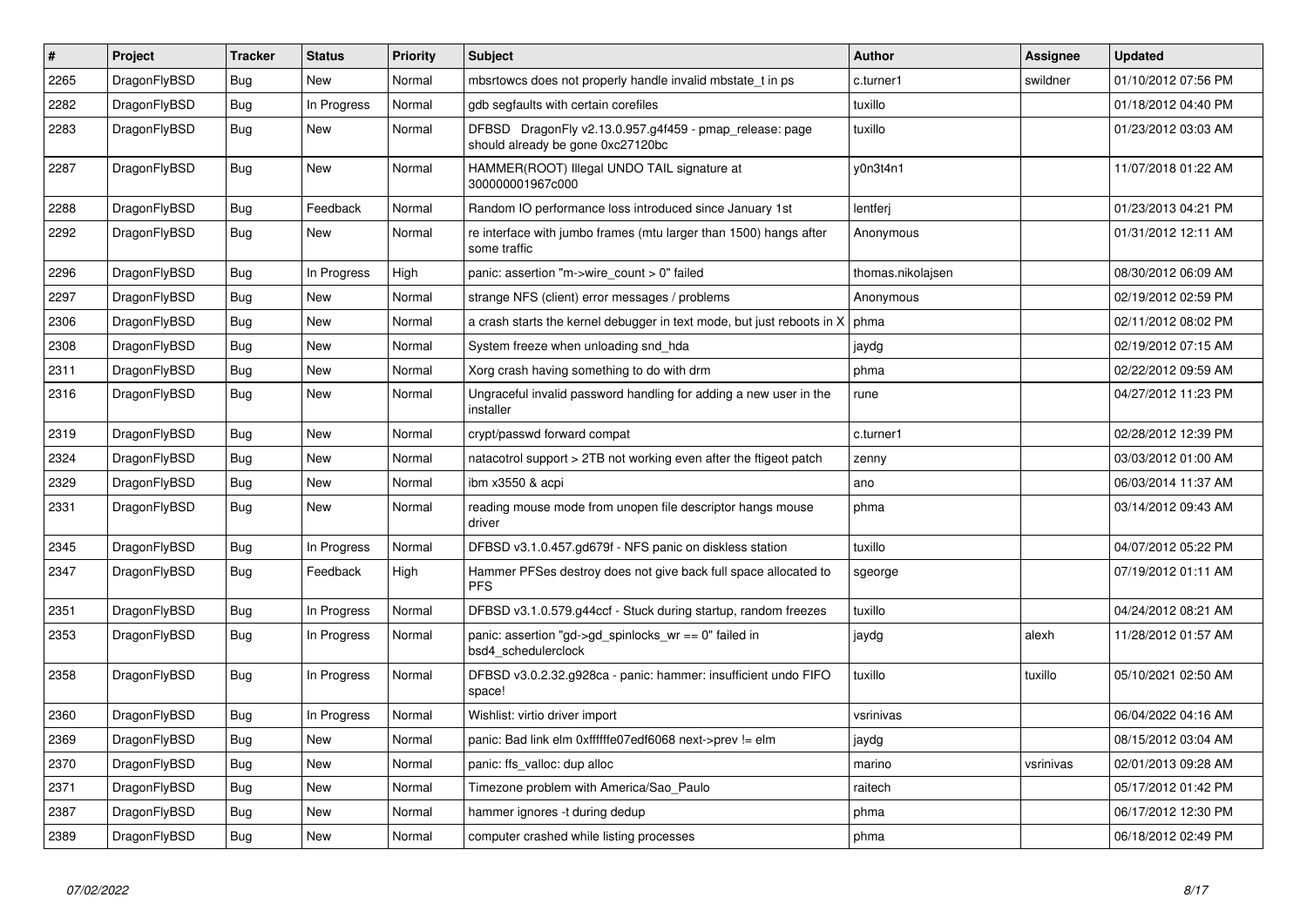| # | Project | Tracker | Status | Priority | Subject | Author | Assignee | Updated |
|---|---|---|---|---|---|---|---|---|
| 2265 | DragonFlyBSD | Bug | New | Normal | mbsrtowcs does not properly handle invalid mbstate_t in ps | c.turner1 | swildner | 01/10/2012 07:56 PM |
| 2282 | DragonFlyBSD | Bug | In Progress | Normal | gdb segfaults with certain corefiles | tuxillo | | 01/18/2012 04:40 PM |
| 2283 | DragonFlyBSD | Bug | New | Normal | DFBSD DragonFly v2.13.0.957.g4f459 - pmap_release: page should already be gone 0xc27120bc | tuxillo | | 01/23/2012 03:03 AM |
| 2287 | DragonFlyBSD | Bug | New | Normal | HAMMER(ROOT) Illegal UNDO TAIL signature at 300000001967c000 | y0n3t4n1 | | 11/07/2018 01:22 AM |
| 2288 | DragonFlyBSD | Bug | Feedback | Normal | Random IO performance loss introduced since January 1st | lentferj | | 01/23/2013 04:21 PM |
| 2292 | DragonFlyBSD | Bug | New | Normal | re interface with jumbo frames (mtu larger than 1500) hangs after some traffic | Anonymous | | 01/31/2012 12:11 AM |
| 2296 | DragonFlyBSD | Bug | In Progress | High | panic: assertion "m->wire_count > 0" failed | thomas.nikolajsen | | 08/30/2012 06:09 AM |
| 2297 | DragonFlyBSD | Bug | New | Normal | strange NFS (client) error messages / problems | Anonymous | | 02/19/2012 02:59 PM |
| 2306 | DragonFlyBSD | Bug | New | Normal | a crash starts the kernel debugger in text mode, but just reboots in X | phma | | 02/11/2012 08:02 PM |
| 2308 | DragonFlyBSD | Bug | New | Normal | System freeze when unloading snd_hda | jaydg | | 02/19/2012 07:15 AM |
| 2311 | DragonFlyBSD | Bug | New | Normal | Xorg crash having something to do with drm | phma | | 02/22/2012 09:59 AM |
| 2316 | DragonFlyBSD | Bug | New | Normal | Ungraceful invalid password handling for adding a new user in the installer | rune | | 04/27/2012 11:23 PM |
| 2319 | DragonFlyBSD | Bug | New | Normal | crypt/passwd forward compat | c.turner1 | | 02/28/2012 12:39 PM |
| 2324 | DragonFlyBSD | Bug | New | Normal | natacotrol support > 2TB not working even after the ftigeot patch | zenny | | 03/03/2012 01:00 AM |
| 2329 | DragonFlyBSD | Bug | New | Normal | ibm x3550 & acpi | ano | | 06/03/2014 11:37 AM |
| 2331 | DragonFlyBSD | Bug | New | Normal | reading mouse mode from unopen file descriptor hangs mouse driver | phma | | 03/14/2012 09:43 AM |
| 2345 | DragonFlyBSD | Bug | In Progress | Normal | DFBSD v3.1.0.457.gd679f - NFS panic on diskless station | tuxillo | | 04/07/2012 05:22 PM |
| 2347 | DragonFlyBSD | Bug | Feedback | High | Hammer PFSes destroy does not give back full space allocated to PFS | sgeorge | | 07/19/2012 01:11 AM |
| 2351 | DragonFlyBSD | Bug | In Progress | Normal | DFBSD v3.1.0.579.g44ccf - Stuck during startup, random freezes | tuxillo | | 04/24/2012 08:21 AM |
| 2353 | DragonFlyBSD | Bug | In Progress | Normal | panic: assertion "gd->gd_spinlocks_wr == 0" failed in bsd4_schedulerclock | jaydg | alexh | 11/28/2012 01:57 AM |
| 2358 | DragonFlyBSD | Bug | In Progress | Normal | DFBSD v3.0.2.32.g928ca - panic: hammer: insufficient undo FIFO space! | tuxillo | tuxillo | 05/10/2021 02:50 AM |
| 2360 | DragonFlyBSD | Bug | In Progress | Normal | Wishlist: virtio driver import | vsrinivas | | 06/04/2022 04:16 AM |
| 2369 | DragonFlyBSD | Bug | New | Normal | panic: Bad link elm 0xffffffe07edf6068 next->prev != elm | jaydg | | 08/15/2012 03:04 AM |
| 2370 | DragonFlyBSD | Bug | New | Normal | panic: ffs_valloc: dup alloc | marino | vsrinivas | 02/01/2013 09:28 AM |
| 2371 | DragonFlyBSD | Bug | New | Normal | Timezone problem with America/Sao_Paulo | raitech | | 05/17/2012 01:42 PM |
| 2387 | DragonFlyBSD | Bug | New | Normal | hammer ignores -t during dedup | phma | | 06/17/2012 12:30 PM |
| 2389 | DragonFlyBSD | Bug | New | Normal | computer crashed while listing processes | phma | | 06/18/2012 02:49 PM |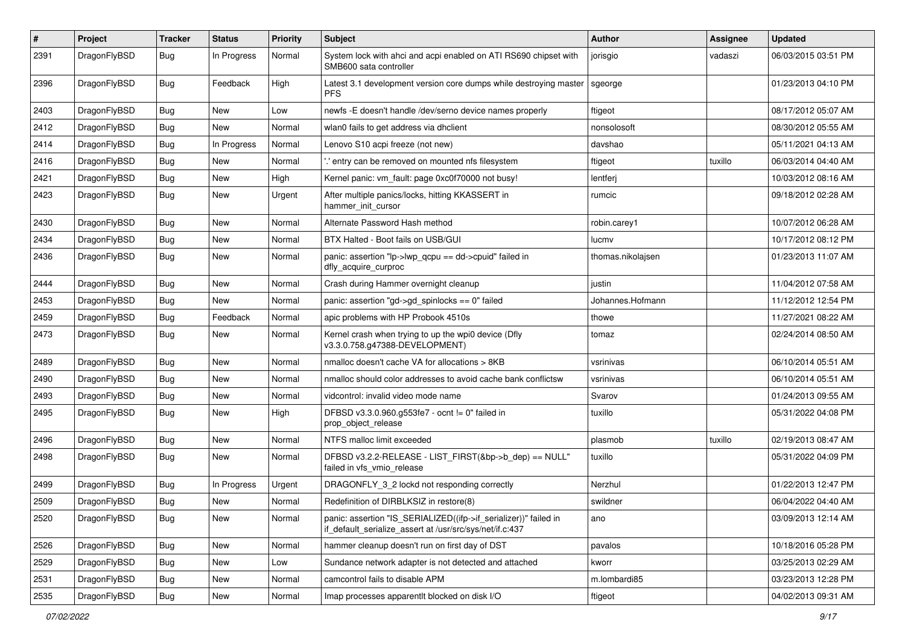| # | Project | Tracker | Status | Priority | Subject | Author | Assignee | Updated |
|---|---|---|---|---|---|---|---|---|
| 2391 | DragonFlyBSD | Bug | In Progress | Normal | System lock with ahci and acpi enabled on ATI RS690 chipset with SMB600 sata controller | jorisgio | vadaszi | 06/03/2015 03:51 PM |
| 2396 | DragonFlyBSD | Bug | Feedback | High | Latest 3.1 development version core dumps while destroying master PFS | sgeorge | | 01/23/2013 04:10 PM |
| 2403 | DragonFlyBSD | Bug | New | Low | newfs -E doesn't handle /dev/serno device names properly | ftigeot | | 08/17/2012 05:07 AM |
| 2412 | DragonFlyBSD | Bug | New | Normal | wlan0 fails to get address via dhclient | nonsolosoft | | 08/30/2012 05:55 AM |
| 2414 | DragonFlyBSD | Bug | In Progress | Normal | Lenovo S10 acpi freeze (not new) | davshao | | 05/11/2021 04:13 AM |
| 2416 | DragonFlyBSD | Bug | New | Normal | '.' entry can be removed on mounted nfs filesystem | ftigeot | tuxillo | 06/03/2014 04:40 AM |
| 2421 | DragonFlyBSD | Bug | New | High | Kernel panic: vm_fault: page 0xc0f70000 not busy! | lentferj | | 10/03/2012 08:16 AM |
| 2423 | DragonFlyBSD | Bug | New | Urgent | After multiple panics/locks, hitting KKASSERT in hammer_init_cursor | rumcic | | 09/18/2012 02:28 AM |
| 2430 | DragonFlyBSD | Bug | New | Normal | Alternate Password Hash method | robin.carey1 | | 10/07/2012 06:28 AM |
| 2434 | DragonFlyBSD | Bug | New | Normal | BTX Halted - Boot fails on USB/GUI | lucmv | | 10/17/2012 08:12 PM |
| 2436 | DragonFlyBSD | Bug | New | Normal | panic: assertion "lp->lwp_qcpu == dd->cpuid" failed in dfly_acquire_curproc | thomas.nikolajsen | | 01/23/2013 11:07 AM |
| 2444 | DragonFlyBSD | Bug | New | Normal | Crash during Hammer overnight cleanup | justin | | 11/04/2012 07:58 AM |
| 2453 | DragonFlyBSD | Bug | New | Normal | panic: assertion "gd->gd_spinlocks == 0" failed | Johannes.Hofmann | | 11/12/2012 12:54 PM |
| 2459 | DragonFlyBSD | Bug | Feedback | Normal | apic problems with HP Probook 4510s | thowe | | 11/27/2021 08:22 AM |
| 2473 | DragonFlyBSD | Bug | New | Normal | Kernel crash when trying to up the wpi0 device (Dfly v3.3.0.758.g47388-DEVELOPMENT) | tomaz | | 02/24/2014 08:50 AM |
| 2489 | DragonFlyBSD | Bug | New | Normal | nmalloc doesn't cache VA for allocations > 8KB | vsrinivas | | 06/10/2014 05:51 AM |
| 2490 | DragonFlyBSD | Bug | New | Normal | nmalloc should color addresses to avoid cache bank conflictsw | vsrinivas | | 06/10/2014 05:51 AM |
| 2493 | DragonFlyBSD | Bug | New | Normal | vidcontrol: invalid video mode name | Svarov | | 01/24/2013 09:55 AM |
| 2495 | DragonFlyBSD | Bug | New | High | DFBSD v3.3.0.960.g553fe7 - ocnt != 0" failed in prop_object_release | tuxillo | | 05/31/2022 04:08 PM |
| 2496 | DragonFlyBSD | Bug | New | Normal | NTFS malloc limit exceeded | plasmob | tuxillo | 02/19/2013 08:47 AM |
| 2498 | DragonFlyBSD | Bug | New | Normal | DFBSD v3.2.2-RELEASE - LIST_FIRST(&bp->b_dep) == NULL" failed in vfs_vmio_release | tuxillo | | 05/31/2022 04:09 PM |
| 2499 | DragonFlyBSD | Bug | In Progress | Urgent | DRAGONFLY_3_2 lockd not responding correctly | Nerzhul | | 01/22/2013 12:47 PM |
| 2509 | DragonFlyBSD | Bug | New | Normal | Redefinition of DIRBLKSIZ in restore(8) | swildner | | 06/04/2022 04:40 AM |
| 2520 | DragonFlyBSD | Bug | New | Normal | panic: assertion "IS_SERIALIZED((ifp->if_serializer))" failed in if_default_serialize_assert at /usr/src/sys/net/if.c:437 | ano | | 03/09/2013 12:14 AM |
| 2526 | DragonFlyBSD | Bug | New | Normal | hammer cleanup doesn't run on first day of DST | pavalos | | 10/18/2016 05:28 PM |
| 2529 | DragonFlyBSD | Bug | New | Low | Sundance network adapter is not detected and attached | kworr | | 03/25/2013 02:29 AM |
| 2531 | DragonFlyBSD | Bug | New | Normal | camcontrol fails to disable APM | m.lombardi85 | | 03/23/2013 12:28 PM |
| 2535 | DragonFlyBSD | Bug | New | Normal | Imap processes apparentlt blocked on disk I/O | ftigeot | | 04/02/2013 09:31 AM |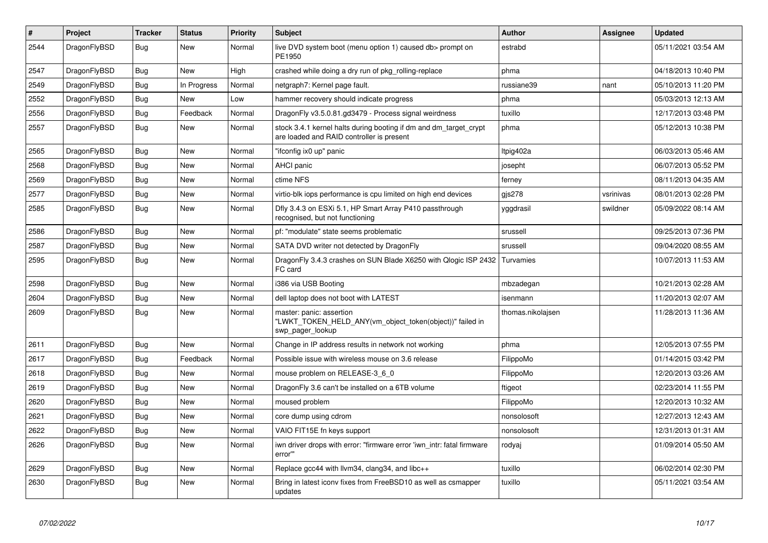| # | Project | Tracker | Status | Priority | Subject | Author | Assignee | Updated |
|---|---|---|---|---|---|---|---|---|
| 2544 | DragonFlyBSD | Bug | New | Normal | live DVD system boot (menu option 1) caused db> prompt on PE1950 | estrabd | | 05/11/2021 03:54 AM |
| 2547 | DragonFlyBSD | Bug | New | High | crashed while doing a dry run of pkg_rolling-replace | phma | | 04/18/2013 10:40 PM |
| 2549 | DragonFlyBSD | Bug | In Progress | Normal | netgraph7: Kernel page fault. | russiane39 | nant | 05/10/2013 11:20 PM |
| 2552 | DragonFlyBSD | Bug | New | Low | hammer recovery should indicate progress | phma | | 05/03/2013 12:13 AM |
| 2556 | DragonFlyBSD | Bug | Feedback | Normal | DragonFly v3.5.0.81.gd3479 - Process signal weirdness | tuxillo | | 12/17/2013 03:48 PM |
| 2557 | DragonFlyBSD | Bug | New | Normal | stock 3.4.1 kernel halts during booting if dm and dm_target_crypt are loaded and RAID controller is present | phma | | 05/12/2013 10:38 PM |
| 2565 | DragonFlyBSD | Bug | New | Normal | "ifconfig ix0 up" panic | ltpig402a | | 06/03/2013 05:46 AM |
| 2568 | DragonFlyBSD | Bug | New | Normal | AHCI panic | josepht | | 06/07/2013 05:52 PM |
| 2569 | DragonFlyBSD | Bug | New | Normal | ctime NFS | ferney | | 08/11/2013 04:35 AM |
| 2577 | DragonFlyBSD | Bug | New | Normal | virtio-blk iops performance is cpu limited on high end devices | gjs278 | vsrinivas | 08/01/2013 02:28 PM |
| 2585 | DragonFlyBSD | Bug | New | Normal | Dfly 3.4.3 on ESXi 5.1, HP Smart Array P410 passthrough recognised, but not functioning | yggdrasil | swildner | 05/09/2022 08:14 AM |
| 2586 | DragonFlyBSD | Bug | New | Normal | pf: "modulate" state seems problematic | srussell | | 09/25/2013 07:36 PM |
| 2587 | DragonFlyBSD | Bug | New | Normal | SATA DVD writer not detected by DragonFly | srussell | | 09/04/2020 08:55 AM |
| 2595 | DragonFlyBSD | Bug | New | Normal | DragonFly 3.4.3 crashes on SUN Blade X6250 with Qlogic ISP 2432 FC card | Turvamies | | 10/07/2013 11:53 AM |
| 2598 | DragonFlyBSD | Bug | New | Normal | i386 via USB Booting | mbzadegan | | 10/21/2013 02:28 AM |
| 2604 | DragonFlyBSD | Bug | New | Normal | dell laptop does not boot with LATEST | isenmann | | 11/20/2013 02:07 AM |
| 2609 | DragonFlyBSD | Bug | New | Normal | master: panic: assertion "LWKT_TOKEN_HELD_ANY(vm_object_token(object))" failed in swp_pager_lookup | thomas.nikolajsen | | 11/28/2013 11:36 AM |
| 2611 | DragonFlyBSD | Bug | New | Normal | Change in IP address results in network not working | phma | | 12/05/2013 07:55 PM |
| 2617 | DragonFlyBSD | Bug | Feedback | Normal | Possible issue with wireless mouse on 3.6 release | FilippoMo | | 01/14/2015 03:42 PM |
| 2618 | DragonFlyBSD | Bug | New | Normal | mouse problem on RELEASE-3_6_0 | FilippoMo | | 12/20/2013 03:26 AM |
| 2619 | DragonFlyBSD | Bug | New | Normal | DragonFly 3.6 can't be installed on a 6TB volume | ftigeot | | 02/23/2014 11:55 PM |
| 2620 | DragonFlyBSD | Bug | New | Normal | moused problem | FilippoMo | | 12/20/2013 10:32 AM |
| 2621 | DragonFlyBSD | Bug | New | Normal | core dump using cdrom | nonsolosoft | | 12/27/2013 12:43 AM |
| 2622 | DragonFlyBSD | Bug | New | Normal | VAIO FIT15E fn keys support | nonsolosoft | | 12/31/2013 01:31 AM |
| 2626 | DragonFlyBSD | Bug | New | Normal | iwn driver drops with error: "firmware error 'iwn_intr: fatal firmware error'" | rodyaj | | 01/09/2014 05:50 AM |
| 2629 | DragonFlyBSD | Bug | New | Normal | Replace gcc44 with llvm34, clang34, and libc++ | tuxillo | | 06/02/2014 02:30 PM |
| 2630 | DragonFlyBSD | Bug | New | Normal | Bring in latest iconv fixes from FreeBSD10 as well as csmapper updates | tuxillo | | 05/11/2021 03:54 AM |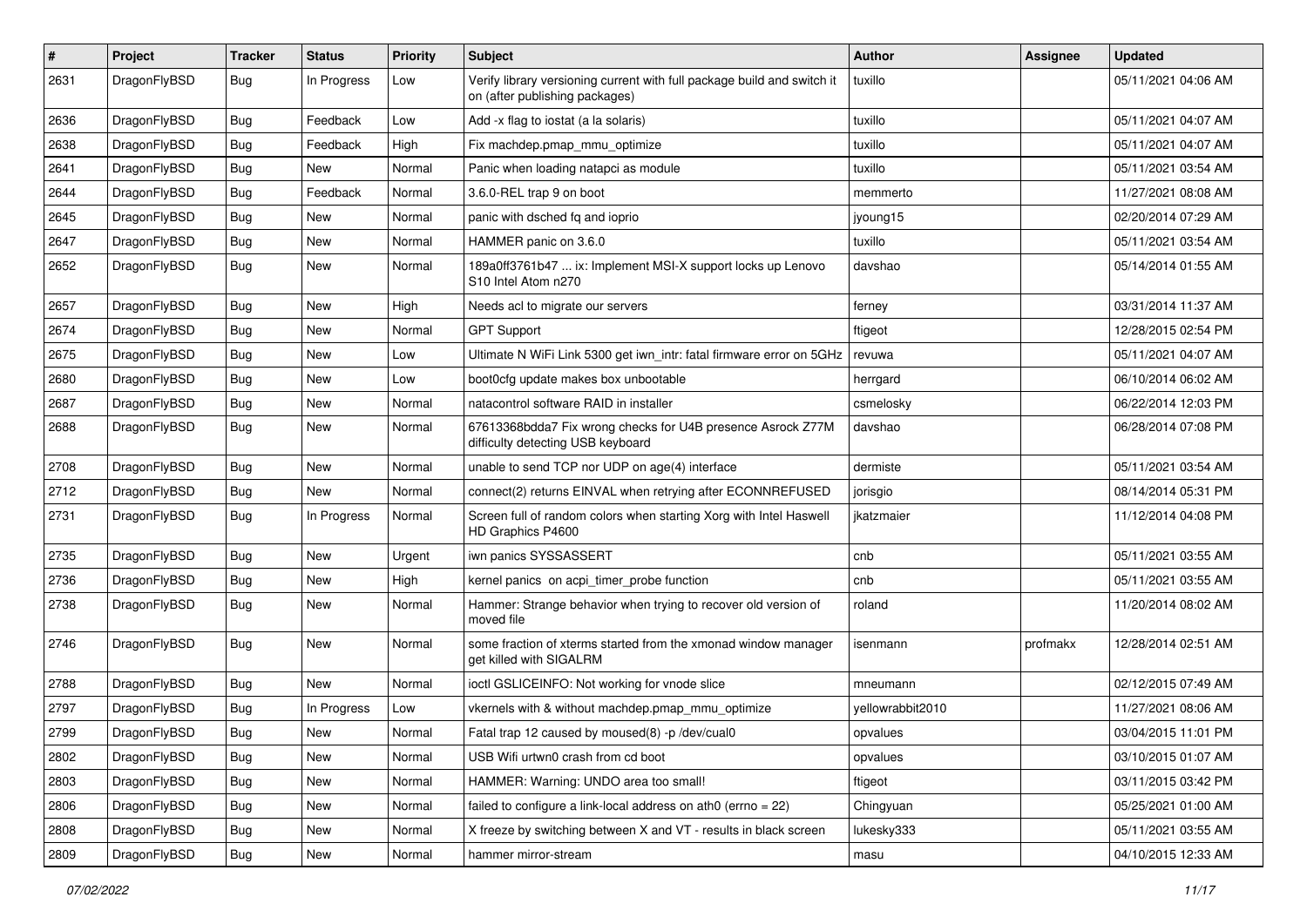| # | Project | Tracker | Status | Priority | Subject | Author | Assignee | Updated |
|---|---|---|---|---|---|---|---|---|
| 2631 | DragonFlyBSD | Bug | In Progress | Low | Verify library versioning current with full package build and switch it on (after publishing packages) | tuxillo | | 05/11/2021 04:06 AM |
| 2636 | DragonFlyBSD | Bug | Feedback | Low | Add -x flag to iostat (a la solaris) | tuxillo | | 05/11/2021 04:07 AM |
| 2638 | DragonFlyBSD | Bug | Feedback | High | Fix machdep.pmap_mmu_optimize | tuxillo | | 05/11/2021 04:07 AM |
| 2641 | DragonFlyBSD | Bug | New | Normal | Panic when loading natapci as module | tuxillo | | 05/11/2021 03:54 AM |
| 2644 | DragonFlyBSD | Bug | Feedback | Normal | 3.6.0-REL trap 9 on boot | memmerto | | 11/27/2021 08:08 AM |
| 2645 | DragonFlyBSD | Bug | New | Normal | panic with dsched fq and ioprio | jyoung15 | | 02/20/2014 07:29 AM |
| 2647 | DragonFlyBSD | Bug | New | Normal | HAMMER panic on 3.6.0 | tuxillo | | 05/11/2021 03:54 AM |
| 2652 | DragonFlyBSD | Bug | New | Normal | 189a0ff3761b47 ... ix: Implement MSI-X support locks up Lenovo S10 Intel Atom n270 | davshao | | 05/14/2014 01:55 AM |
| 2657 | DragonFlyBSD | Bug | New | High | Needs acl to migrate our servers | ferney | | 03/31/2014 11:37 AM |
| 2674 | DragonFlyBSD | Bug | New | Normal | GPT Support | ftigeot | | 12/28/2015 02:54 PM |
| 2675 | DragonFlyBSD | Bug | New | Low | Ultimate N WiFi Link 5300 get iwn_intr: fatal firmware error on 5GHz | revuwa | | 05/11/2021 04:07 AM |
| 2680 | DragonFlyBSD | Bug | New | Low | boot0cfg update makes box unbootable | herrgard | | 06/10/2014 06:02 AM |
| 2687 | DragonFlyBSD | Bug | New | Normal | natacontrol software RAID in installer | csmelosky | | 06/22/2014 12:03 PM |
| 2688 | DragonFlyBSD | Bug | New | Normal | 67613368bdda7 Fix wrong checks for U4B presence Asrock Z77M difficulty detecting USB keyboard | davshao | | 06/28/2014 07:08 PM |
| 2708 | DragonFlyBSD | Bug | New | Normal | unable to send TCP nor UDP on age(4) interface | dermiste | | 05/11/2021 03:54 AM |
| 2712 | DragonFlyBSD | Bug | New | Normal | connect(2) returns EINVAL when retrying after ECONNREFUSED | jorisgio | | 08/14/2014 05:31 PM |
| 2731 | DragonFlyBSD | Bug | In Progress | Normal | Screen full of random colors when starting Xorg with Intel Haswell HD Graphics P4600 | jkatzmaier | | 11/12/2014 04:08 PM |
| 2735 | DragonFlyBSD | Bug | New | Urgent | iwn panics SYSSASSERT | cnb | | 05/11/2021 03:55 AM |
| 2736 | DragonFlyBSD | Bug | New | High | kernel panics on acpi_timer_probe function | cnb | | 05/11/2021 03:55 AM |
| 2738 | DragonFlyBSD | Bug | New | Normal | Hammer: Strange behavior when trying to recover old version of moved file | roland | | 11/20/2014 08:02 AM |
| 2746 | DragonFlyBSD | Bug | New | Normal | some fraction of xterms started from the xmonad window manager get killed with SIGALRM | isenmann | profmakx | 12/28/2014 02:51 AM |
| 2788 | DragonFlyBSD | Bug | New | Normal | ioctl GSLICEINFO: Not working for vnode slice | mneumann | | 02/12/2015 07:49 AM |
| 2797 | DragonFlyBSD | Bug | In Progress | Low | vkernels with & without machdep.pmap_mmu_optimize | yellowrabbit2010 | | 11/27/2021 08:06 AM |
| 2799 | DragonFlyBSD | Bug | New | Normal | Fatal trap 12 caused by moused(8) -p /dev/cual0 | opvalues | | 03/04/2015 11:01 PM |
| 2802 | DragonFlyBSD | Bug | New | Normal | USB Wifi urtwn0 crash from cd boot | opvalues | | 03/10/2015 01:07 AM |
| 2803 | DragonFlyBSD | Bug | New | Normal | HAMMER: Warning: UNDO area too small! | ftigeot | | 03/11/2015 03:42 PM |
| 2806 | DragonFlyBSD | Bug | New | Normal | failed to configure a link-local address on ath0 (errno = 22) | Chingyuan | | 05/25/2021 01:00 AM |
| 2808 | DragonFlyBSD | Bug | New | Normal | X freeze by switching between X and VT - results in black screen | lukesky333 | | 05/11/2021 03:55 AM |
| 2809 | DragonFlyBSD | Bug | New | Normal | hammer mirror-stream | masu | | 04/10/2015 12:33 AM |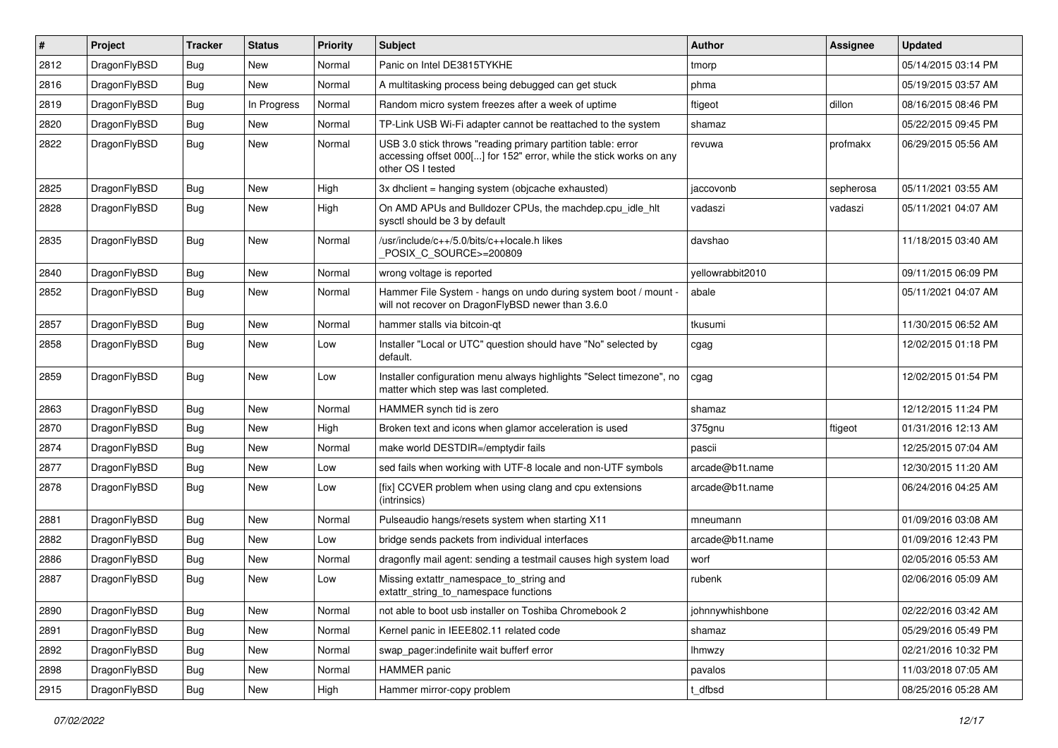| # | Project | Tracker | Status | Priority | Subject | Author | Assignee | Updated |
|---|---|---|---|---|---|---|---|---|
| 2812 | DragonFlyBSD | Bug | New | Normal | Panic on Intel DE3815TYKHE | tmorp | | 05/14/2015 03:14 PM |
| 2816 | DragonFlyBSD | Bug | New | Normal | A multitasking process being debugged can get stuck | phma | | 05/19/2015 03:57 AM |
| 2819 | DragonFlyBSD | Bug | In Progress | Normal | Random micro system freezes after a week of uptime | ftigeot | dillon | 08/16/2015 08:46 PM |
| 2820 | DragonFlyBSD | Bug | New | Normal | TP-Link USB Wi-Fi adapter cannot be reattached to the system | shamaz | | 05/22/2015 09:45 PM |
| 2822 | DragonFlyBSD | Bug | New | Normal | USB 3.0 stick throws "reading primary partition table: error accessing offset 000[...] for 152" error, while the stick works on any other OS I tested | revuwa | profmakx | 06/29/2015 05:56 AM |
| 2825 | DragonFlyBSD | Bug | New | High | 3x dhclient = hanging system (objcache exhausted) | jaccovonb | sepherosa | 05/11/2021 03:55 AM |
| 2828 | DragonFlyBSD | Bug | New | High | On AMD APUs and Bulldozer CPUs, the machdep.cpu_idle_hlt sysctl should be 3 by default | vadaszi | vadaszi | 05/11/2021 04:07 AM |
| 2835 | DragonFlyBSD | Bug | New | Normal | /usr/include/c++/5.0/bits/c++locale.h likes _POSIX_C_SOURCE>=200809 | davshao | | 11/18/2015 03:40 AM |
| 2840 | DragonFlyBSD | Bug | New | Normal | wrong voltage is reported | yellowrabbit2010 | | 09/11/2015 06:09 PM |
| 2852 | DragonFlyBSD | Bug | New | Normal | Hammer File System - hangs on undo during system boot / mount - will not recover on DragonFlyBSD newer than 3.6.0 | abale | | 05/11/2021 04:07 AM |
| 2857 | DragonFlyBSD | Bug | New | Normal | hammer stalls via bitcoin-qt | tkusumi | | 11/30/2015 06:52 AM |
| 2858 | DragonFlyBSD | Bug | New | Low | Installer "Local or UTC" question should have "No" selected by default. | cgag | | 12/02/2015 01:18 PM |
| 2859 | DragonFlyBSD | Bug | New | Low | Installer configuration menu always highlights "Select timezone", no matter which step was last completed. | cgag | | 12/02/2015 01:54 PM |
| 2863 | DragonFlyBSD | Bug | New | Normal | HAMMER synch tid is zero | shamaz | | 12/12/2015 11:24 PM |
| 2870 | DragonFlyBSD | Bug | New | High | Broken text and icons when glamor acceleration is used | 375gnu | ftigeot | 01/31/2016 12:13 AM |
| 2874 | DragonFlyBSD | Bug | New | Normal | make world DESTDIR=/emptydir fails | pascii | | 12/25/2015 07:04 AM |
| 2877 | DragonFlyBSD | Bug | New | Low | sed fails when working with UTF-8 locale and non-UTF symbols | arcade@b1t.name | | 12/30/2015 11:20 AM |
| 2878 | DragonFlyBSD | Bug | New | Low | [fix] CCVER problem when using clang and cpu extensions (intrinsics) | arcade@b1t.name | | 06/24/2016 04:25 AM |
| 2881 | DragonFlyBSD | Bug | New | Normal | Pulseaudio hangs/resets system when starting X11 | mneumann | | 01/09/2016 03:08 AM |
| 2882 | DragonFlyBSD | Bug | New | Low | bridge sends packets from individual interfaces | arcade@b1t.name | | 01/09/2016 12:43 PM |
| 2886 | DragonFlyBSD | Bug | New | Normal | dragonfly mail agent: sending a testmail causes high system load | worf | | 02/05/2016 05:53 AM |
| 2887 | DragonFlyBSD | Bug | New | Low | Missing extattr_namespace_to_string and extattr_string_to_namespace functions | rubenk | | 02/06/2016 05:09 AM |
| 2890 | DragonFlyBSD | Bug | New | Normal | not able to boot usb installer on Toshiba Chromebook 2 | johnnywhishbone | | 02/22/2016 03:42 AM |
| 2891 | DragonFlyBSD | Bug | New | Normal | Kernel panic in IEEE802.11 related code | shamaz | | 05/29/2016 05:49 PM |
| 2892 | DragonFlyBSD | Bug | New | Normal | swap_pager:indefinite wait bufferf error | lhmwzy | | 02/21/2016 10:32 PM |
| 2898 | DragonFlyBSD | Bug | New | Normal | HAMMER panic | pavalos | | 11/03/2018 07:05 AM |
| 2915 | DragonFlyBSD | Bug | New | High | Hammer mirror-copy problem | t_dfbsd | | 08/25/2016 05:28 AM |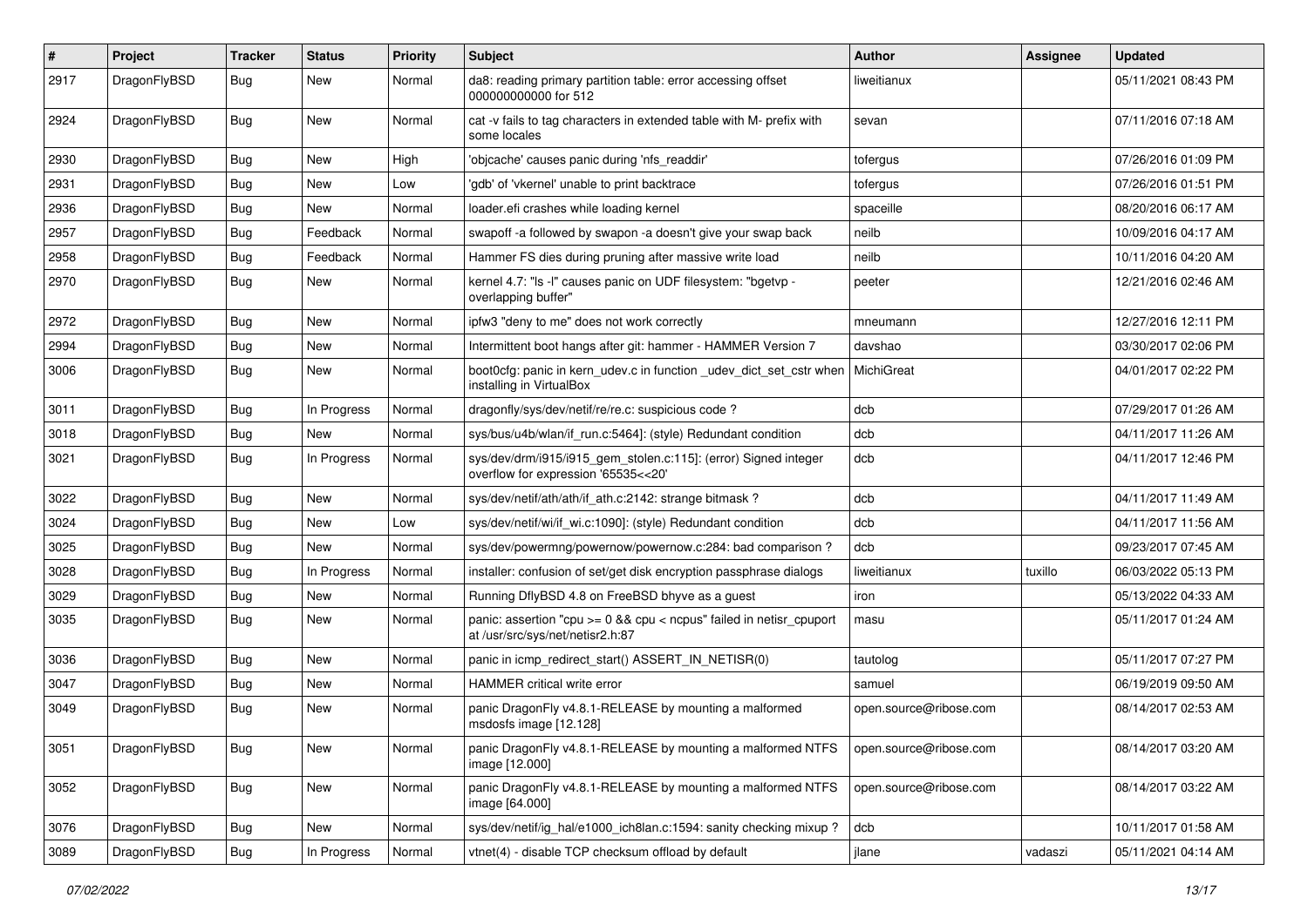| # | Project | Tracker | Status | Priority | Subject | Author | Assignee | Updated |
|---|---|---|---|---|---|---|---|---|
| 2917 | DragonFlyBSD | Bug | New | Normal | da8: reading primary partition table: error accessing offset 000000000000 for 512 | liweitianux | | 05/11/2021 08:43 PM |
| 2924 | DragonFlyBSD | Bug | New | Normal | cat -v fails to tag characters in extended table with M- prefix with some locales | sevan | | 07/11/2016 07:18 AM |
| 2930 | DragonFlyBSD | Bug | New | High | 'objcache' causes panic during 'nfs_readdir' | tofergus | | 07/26/2016 01:09 PM |
| 2931 | DragonFlyBSD | Bug | New | Low | 'gdb' of 'vkernel' unable to print backtrace | tofergus | | 07/26/2016 01:51 PM |
| 2936 | DragonFlyBSD | Bug | New | Normal | loader.efi crashes while loading kernel | spaceille | | 08/20/2016 06:17 AM |
| 2957 | DragonFlyBSD | Bug | Feedback | Normal | swapoff -a followed by swapon -a doesn't give your swap back | neilb | | 10/09/2016 04:17 AM |
| 2958 | DragonFlyBSD | Bug | Feedback | Normal | Hammer FS dies during pruning after massive write load | neilb | | 10/11/2016 04:20 AM |
| 2970 | DragonFlyBSD | Bug | New | Normal | kernel 4.7: "ls -l" causes panic on UDF filesystem: "bgetvp - overlapping buffer" | peeter | | 12/21/2016 02:46 AM |
| 2972 | DragonFlyBSD | Bug | New | Normal | ipfw3 "deny to me" does not work correctly | mneumann | | 12/27/2016 12:11 PM |
| 2994 | DragonFlyBSD | Bug | New | Normal | Intermittent boot hangs after git: hammer - HAMMER Version 7 | davshao | | 03/30/2017 02:06 PM |
| 3006 | DragonFlyBSD | Bug | New | Normal | boot0cfg: panic in kern_udev.c in function _udev_dict_set_cstr when installing in VirtualBox | MichiGreat | | 04/01/2017 02:22 PM |
| 3011 | DragonFlyBSD | Bug | In Progress | Normal | dragonfly/sys/dev/netif/re/re.c: suspicious code ? | dcb | | 07/29/2017 01:26 AM |
| 3018 | DragonFlyBSD | Bug | New | Normal | sys/bus/u4b/wlan/if_run.c:5464]: (style) Redundant condition | dcb | | 04/11/2017 11:26 AM |
| 3021 | DragonFlyBSD | Bug | In Progress | Normal | sys/dev/drm/i915/i915_gem_stolen.c:115]: (error) Signed integer overflow for expression '65535<<20' | dcb | | 04/11/2017 12:46 PM |
| 3022 | DragonFlyBSD | Bug | New | Normal | sys/dev/netif/ath/ath/if_ath.c:2142: strange bitmask ? | dcb | | 04/11/2017 11:49 AM |
| 3024 | DragonFlyBSD | Bug | New | Low | sys/dev/netif/wi/if_wi.c:1090]: (style) Redundant condition | dcb | | 04/11/2017 11:56 AM |
| 3025 | DragonFlyBSD | Bug | New | Normal | sys/dev/powermng/powernow/powernow.c:284: bad comparison ? | dcb | | 09/23/2017 07:45 AM |
| 3028 | DragonFlyBSD | Bug | In Progress | Normal | installer: confusion of set/get disk encryption passphrase dialogs | liweitianux | tuxillo | 06/03/2022 05:13 PM |
| 3029 | DragonFlyBSD | Bug | New | Normal | Running DflyBSD 4.8 on FreeBSD bhyve as a guest | iron | | 05/13/2022 04:33 AM |
| 3035 | DragonFlyBSD | Bug | New | Normal | panic: assertion "cpu >= 0 && cpu < ncpus" failed in netisr_cpuport at /usr/src/sys/net/netisr2.h:87 | masu | | 05/11/2017 01:24 AM |
| 3036 | DragonFlyBSD | Bug | New | Normal | panic in icmp_redirect_start() ASSERT_IN_NETISR(0) | tautolog | | 05/11/2017 07:27 PM |
| 3047 | DragonFlyBSD | Bug | New | Normal | HAMMER critical write error | samuel | | 06/19/2019 09:50 AM |
| 3049 | DragonFlyBSD | Bug | New | Normal | panic DragonFly v4.8.1-RELEASE by mounting a malformed msdosfs image [12.128] | open.source@ribose.com | | 08/14/2017 02:53 AM |
| 3051 | DragonFlyBSD | Bug | New | Normal | panic DragonFly v4.8.1-RELEASE by mounting a malformed NTFS image [12.000] | open.source@ribose.com | | 08/14/2017 03:20 AM |
| 3052 | DragonFlyBSD | Bug | New | Normal | panic DragonFly v4.8.1-RELEASE by mounting a malformed NTFS image [64.000] | open.source@ribose.com | | 08/14/2017 03:22 AM |
| 3076 | DragonFlyBSD | Bug | New | Normal | sys/dev/netif/ig_hal/e1000_ich8lan.c:1594: sanity checking mixup ? | dcb | | 10/11/2017 01:58 AM |
| 3089 | DragonFlyBSD | Bug | In Progress | Normal | vtnet(4) - disable TCP checksum offload by default | jlane | vadaszi | 05/11/2021 04:14 AM |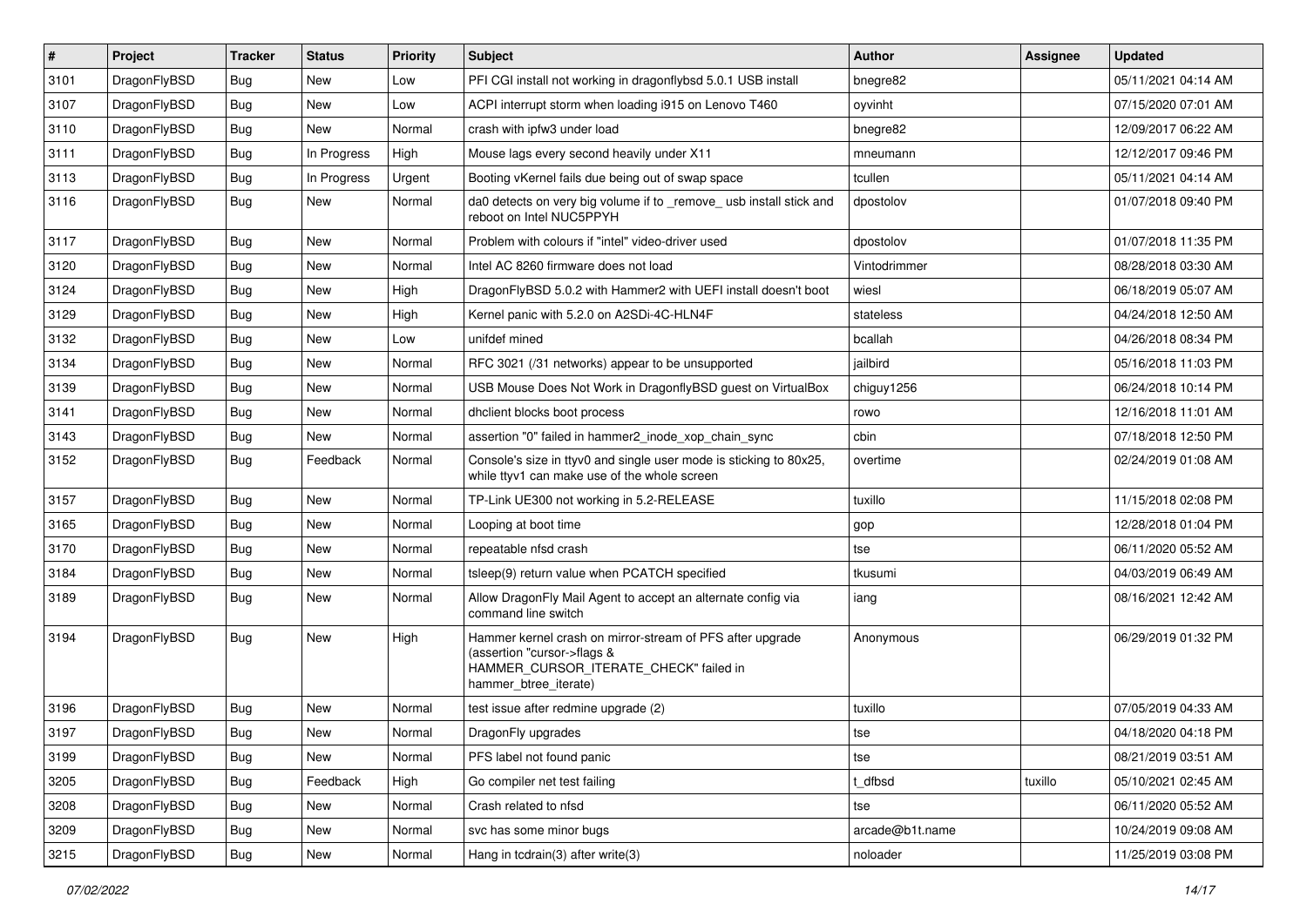| # | Project | Tracker | Status | Priority | Subject | Author | Assignee | Updated |
|---|---|---|---|---|---|---|---|---|
| 3101 | DragonFlyBSD | Bug | New | Low | PFI CGI install not working in dragonflybsd 5.0.1 USB install | bnegre82 | | 05/11/2021 04:14 AM |
| 3107 | DragonFlyBSD | Bug | New | Low | ACPI interrupt storm when loading i915 on Lenovo T460 | oyvinht | | 07/15/2020 07:01 AM |
| 3110 | DragonFlyBSD | Bug | New | Normal | crash with ipfw3 under load | bnegre82 | | 12/09/2017 06:22 AM |
| 3111 | DragonFlyBSD | Bug | In Progress | High | Mouse lags every second heavily under X11 | mneumann | | 12/12/2017 09:46 PM |
| 3113 | DragonFlyBSD | Bug | In Progress | Urgent | Booting vKernel fails due being out of swap space | tcullen | | 05/11/2021 04:14 AM |
| 3116 | DragonFlyBSD | Bug | New | Normal | da0 detects on very big volume if to _remove_ usb install stick and reboot on Intel NUC5PPYH | dpostolov | | 01/07/2018 09:40 PM |
| 3117 | DragonFlyBSD | Bug | New | Normal | Problem with colours if "intel" video-driver used | dpostolov | | 01/07/2018 11:35 PM |
| 3120 | DragonFlyBSD | Bug | New | Normal | Intel AC 8260 firmware does not load | Vintodrimmer | | 08/28/2018 03:30 AM |
| 3124 | DragonFlyBSD | Bug | New | High | DragonFlyBSD 5.0.2 with Hammer2 with UEFI install doesn't boot | wiesl | | 06/18/2019 05:07 AM |
| 3129 | DragonFlyBSD | Bug | New | High | Kernel panic with 5.2.0 on A2SDi-4C-HLN4F | stateless | | 04/24/2018 12:50 AM |
| 3132 | DragonFlyBSD | Bug | New | Low | unifdef mined | bcallah | | 04/26/2018 08:34 PM |
| 3134 | DragonFlyBSD | Bug | New | Normal | RFC 3021 (/31 networks) appear to be unsupported | jailbird | | 05/16/2018 11:03 PM |
| 3139 | DragonFlyBSD | Bug | New | Normal | USB Mouse Does Not Work in DragonflyBSD guest on VirtualBox | chiguy1256 | | 06/24/2018 10:14 PM |
| 3141 | DragonFlyBSD | Bug | New | Normal | dhclient blocks boot process | rowo | | 12/16/2018 11:01 AM |
| 3143 | DragonFlyBSD | Bug | New | Normal | assertion "0" failed in hammer2_inode_xop_chain_sync | cbin | | 07/18/2018 12:50 PM |
| 3152 | DragonFlyBSD | Bug | Feedback | Normal | Console's size in ttyv0 and single user mode is sticking to 80x25, while ttyv1 can make use of the whole screen | overtime | | 02/24/2019 01:08 AM |
| 3157 | DragonFlyBSD | Bug | New | Normal | TP-Link UE300 not working in 5.2-RELEASE | tuxillo | | 11/15/2018 02:08 PM |
| 3165 | DragonFlyBSD | Bug | New | Normal | Looping at boot time | gop | | 12/28/2018 01:04 PM |
| 3170 | DragonFlyBSD | Bug | New | Normal | repeatable nfsd crash | tse | | 06/11/2020 05:52 AM |
| 3184 | DragonFlyBSD | Bug | New | Normal | tsleep(9) return value when PCATCH specified | tkusumi | | 04/03/2019 06:49 AM |
| 3189 | DragonFlyBSD | Bug | New | Normal | Allow DragonFly Mail Agent to accept an alternate config via command line switch | iang | | 08/16/2021 12:42 AM |
| 3194 | DragonFlyBSD | Bug | New | High | Hammer kernel crash on mirror-stream of PFS after upgrade (assertion "cursor->flags & HAMMER_CURSOR_ITERATE_CHECK" failed in hammer_btree_iterate) | Anonymous | | 06/29/2019 01:32 PM |
| 3196 | DragonFlyBSD | Bug | New | Normal | test issue after redmine upgrade (2) | tuxillo | | 07/05/2019 04:33 AM |
| 3197 | DragonFlyBSD | Bug | New | Normal | DragonFly upgrades | tse | | 04/18/2020 04:18 PM |
| 3199 | DragonFlyBSD | Bug | New | Normal | PFS label not found panic | tse | | 08/21/2019 03:51 AM |
| 3205 | DragonFlyBSD | Bug | Feedback | High | Go compiler net test failing | t_dfbsd | tuxillo | 05/10/2021 02:45 AM |
| 3208 | DragonFlyBSD | Bug | New | Normal | Crash related to nfsd | tse | | 06/11/2020 05:52 AM |
| 3209 | DragonFlyBSD | Bug | New | Normal | svc has some minor bugs | arcade@b1t.name | | 10/24/2019 09:08 AM |
| 3215 | DragonFlyBSD | Bug | New | Normal | Hang in tcdrain(3) after write(3) | noloader | | 11/25/2019 03:08 PM |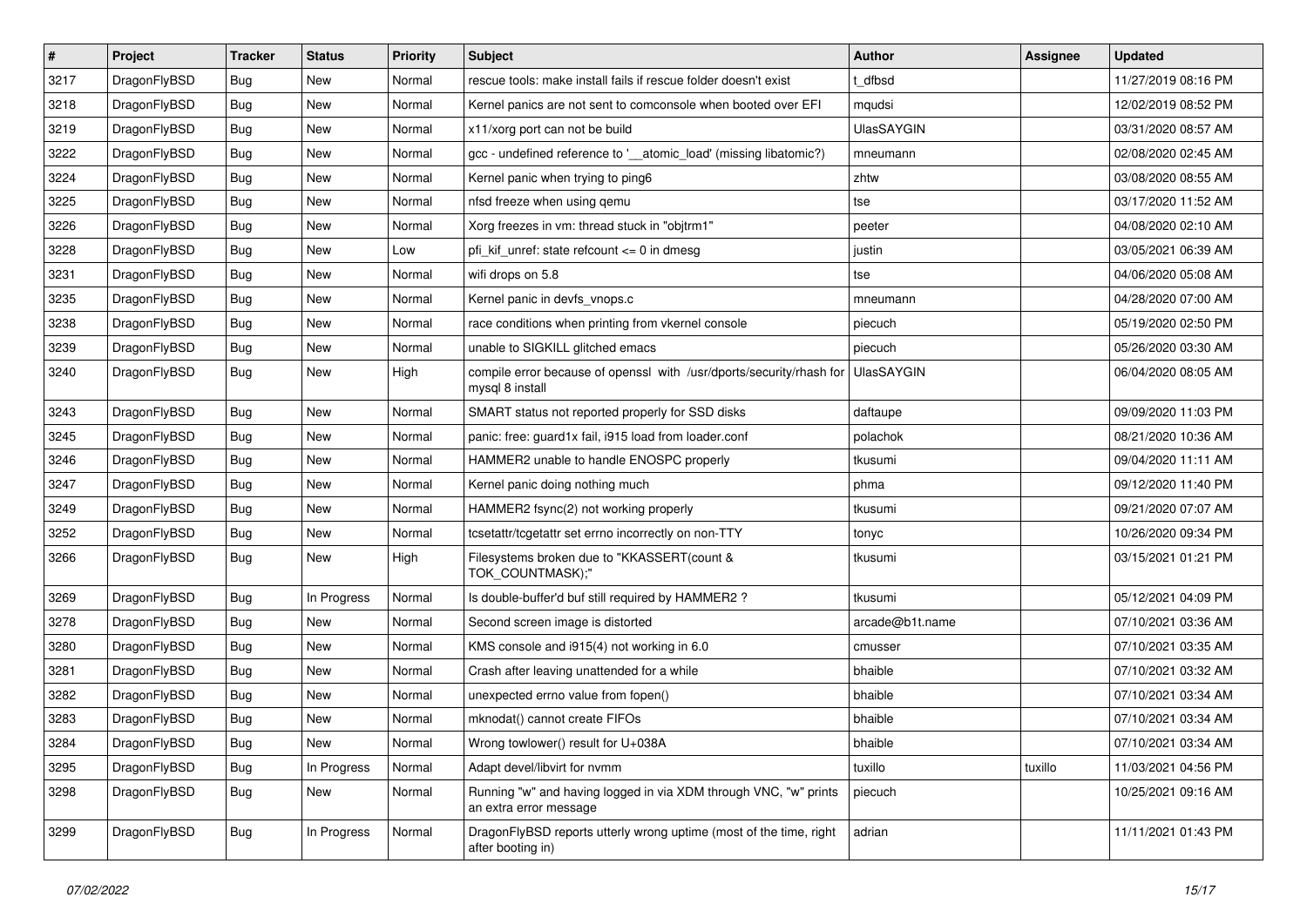| # | Project | Tracker | Status | Priority | Subject | Author | Assignee | Updated |
|---|---|---|---|---|---|---|---|---|
| 3217 | DragonFlyBSD | Bug | New | Normal | rescue tools: make install fails if rescue folder doesn't exist | t_dfbsd | | 11/27/2019 08:16 PM |
| 3218 | DragonFlyBSD | Bug | New | Normal | Kernel panics are not sent to comconsole when booted over EFI | mqudsi | | 12/02/2019 08:52 PM |
| 3219 | DragonFlyBSD | Bug | New | Normal | x11/xorg port can not be build | UlasSAYGIN | | 03/31/2020 08:57 AM |
| 3222 | DragonFlyBSD | Bug | New | Normal | gcc - undefined reference to '__atomic_load' (missing libatomic?) | mneumann | | 02/08/2020 02:45 AM |
| 3224 | DragonFlyBSD | Bug | New | Normal | Kernel panic when trying to ping6 | zhtw | | 03/08/2020 08:55 AM |
| 3225 | DragonFlyBSD | Bug | New | Normal | nfsd freeze when using qemu | tse | | 03/17/2020 11:52 AM |
| 3226 | DragonFlyBSD | Bug | New | Normal | Xorg freezes in vm: thread stuck in "objtrm1" | peeter | | 04/08/2020 02:10 AM |
| 3228 | DragonFlyBSD | Bug | New | Low | pfi_kif_unref: state refcount <= 0 in dmesg | justin | | 03/05/2021 06:39 AM |
| 3231 | DragonFlyBSD | Bug | New | Normal | wifi drops on 5.8 | tse | | 04/06/2020 05:08 AM |
| 3235 | DragonFlyBSD | Bug | New | Normal | Kernel panic in devfs_vnops.c | mneumann | | 04/28/2020 07:00 AM |
| 3238 | DragonFlyBSD | Bug | New | Normal | race conditions when printing from vkernel console | piecuch | | 05/19/2020 02:50 PM |
| 3239 | DragonFlyBSD | Bug | New | Normal | unable to SIGKILL glitched emacs | piecuch | | 05/26/2020 03:30 AM |
| 3240 | DragonFlyBSD | Bug | New | High | compile error because of openssl with /usr/dports/security/rhash for mysql 8 install | UlasSAYGIN | | 06/04/2020 08:05 AM |
| 3243 | DragonFlyBSD | Bug | New | Normal | SMART status not reported properly for SSD disks | daftaupe | | 09/09/2020 11:03 PM |
| 3245 | DragonFlyBSD | Bug | New | Normal | panic: free: guard1x fail, i915 load from loader.conf | polachok | | 08/21/2020 10:36 AM |
| 3246 | DragonFlyBSD | Bug | New | Normal | HAMMER2 unable to handle ENOSPC properly | tkusumi | | 09/04/2020 11:11 AM |
| 3247 | DragonFlyBSD | Bug | New | Normal | Kernel panic doing nothing much | phma | | 09/12/2020 11:40 PM |
| 3249 | DragonFlyBSD | Bug | New | Normal | HAMMER2 fsync(2) not working properly | tkusumi | | 09/21/2020 07:07 AM |
| 3252 | DragonFlyBSD | Bug | New | Normal | tcsetattr/tcgetattr set errno incorrectly on non-TTY | tonyc | | 10/26/2020 09:34 PM |
| 3266 | DragonFlyBSD | Bug | New | High | Filesystems broken due to "KKASSERT(count & TOK_COUNTMASK);" | tkusumi | | 03/15/2021 01:21 PM |
| 3269 | DragonFlyBSD | Bug | In Progress | Normal | Is double-buffer'd buf still required by HAMMER2 ? | tkusumi | | 05/12/2021 04:09 PM |
| 3278 | DragonFlyBSD | Bug | New | Normal | Second screen image is distorted | arcade@b1t.name | | 07/10/2021 03:36 AM |
| 3280 | DragonFlyBSD | Bug | New | Normal | KMS console and i915(4) not working in 6.0 | cmusser | | 07/10/2021 03:35 AM |
| 3281 | DragonFlyBSD | Bug | New | Normal | Crash after leaving unattended for a while | bhaible | | 07/10/2021 03:32 AM |
| 3282 | DragonFlyBSD | Bug | New | Normal | unexpected errno value from fopen() | bhaible | | 07/10/2021 03:34 AM |
| 3283 | DragonFlyBSD | Bug | New | Normal | mknodat() cannot create FIFOs | bhaible | | 07/10/2021 03:34 AM |
| 3284 | DragonFlyBSD | Bug | New | Normal | Wrong towlower() result for U+038A | bhaible | | 07/10/2021 03:34 AM |
| 3295 | DragonFlyBSD | Bug | In Progress | Normal | Adapt devel/libvirt for nvmm | tuxillo | tuxillo | 11/03/2021 04:56 PM |
| 3298 | DragonFlyBSD | Bug | New | Normal | Running "w" and having logged in via XDM through VNC, "w" prints an extra error message | piecuch | | 10/25/2021 09:16 AM |
| 3299 | DragonFlyBSD | Bug | In Progress | Normal | DragonFlyBSD reports utterly wrong uptime (most of the time, right after booting in) | adrian | | 11/11/2021 01:43 PM |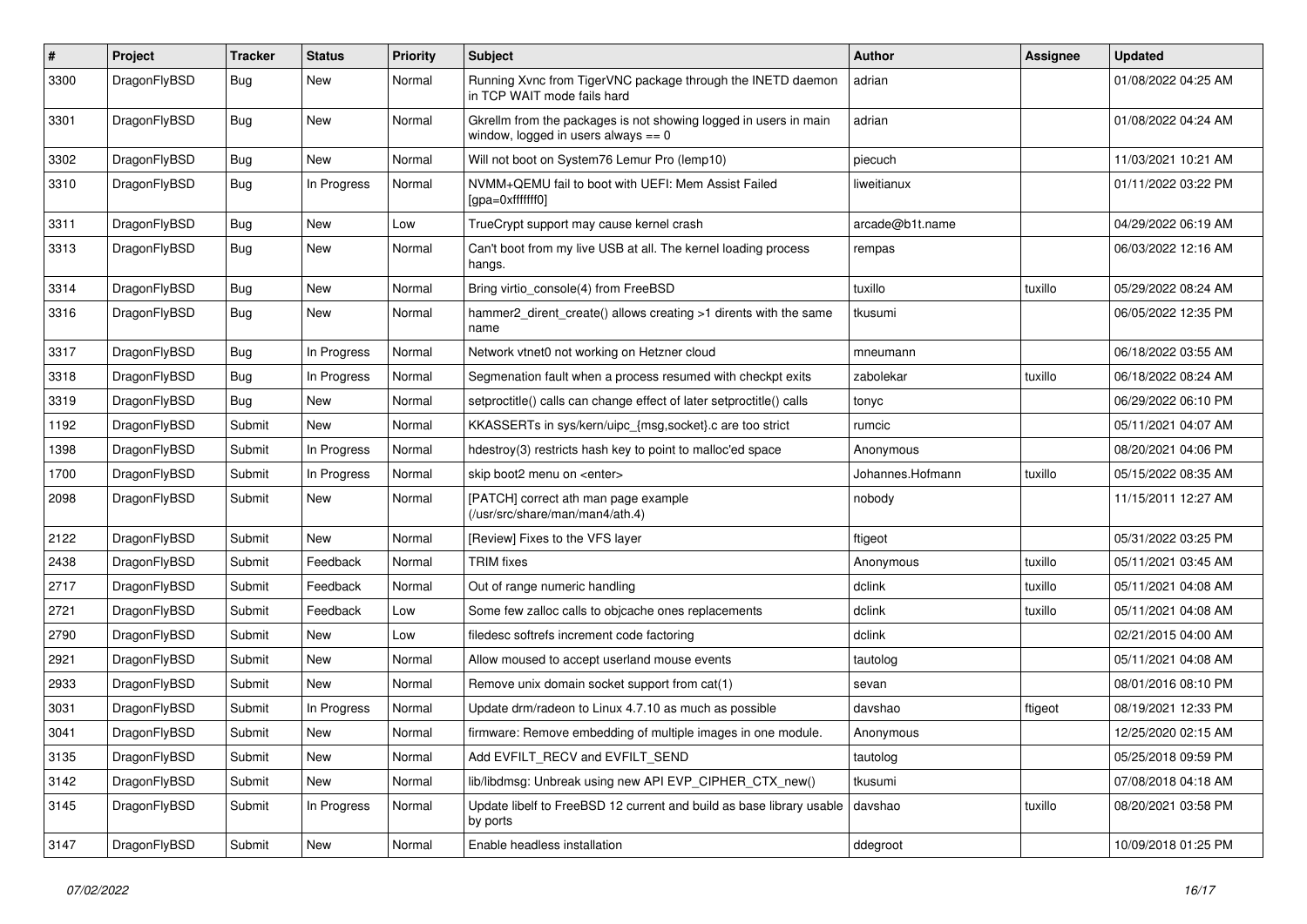| # | Project | Tracker | Status | Priority | Subject | Author | Assignee | Updated |
|---|---|---|---|---|---|---|---|---|
| 3300 | DragonFlyBSD | Bug | New | Normal | Running Xvnc from TigerVNC package through the INETD daemon in TCP WAIT mode fails hard | adrian | | 01/08/2022 04:25 AM |
| 3301 | DragonFlyBSD | Bug | New | Normal | Gkrellm from the packages is not showing logged in users in main window, logged in users always == 0 | adrian | | 01/08/2022 04:24 AM |
| 3302 | DragonFlyBSD | Bug | New | Normal | Will not boot on System76 Lemur Pro (lemp10) | piecuch | | 11/03/2021 10:21 AM |
| 3310 | DragonFlyBSD | Bug | In Progress | Normal | NVMM+QEMU fail to boot with UEFI: Mem Assist Failed [gpa=0xfffffff0] | liweitianux | | 01/11/2022 03:22 PM |
| 3311 | DragonFlyBSD | Bug | New | Low | TrueCrypt support may cause kernel crash | arcade@b1t.name | | 04/29/2022 06:19 AM |
| 3313 | DragonFlyBSD | Bug | New | Normal | Can't boot from my live USB at all. The kernel loading process hangs. | rempas | | 06/03/2022 12:16 AM |
| 3314 | DragonFlyBSD | Bug | New | Normal | Bring virtio_console(4) from FreeBSD | tuxillo | tuxillo | 05/29/2022 08:24 AM |
| 3316 | DragonFlyBSD | Bug | New | Normal | hammer2_dirent_create() allows creating >1 dirents with the same name | tkusumi | | 06/05/2022 12:35 PM |
| 3317 | DragonFlyBSD | Bug | In Progress | Normal | Network vtnet0 not working on Hetzner cloud | mneumann | | 06/18/2022 03:55 AM |
| 3318 | DragonFlyBSD | Bug | In Progress | Normal | Segmenation fault when a process resumed with checkpt exits | zabolekar | tuxillo | 06/18/2022 08:24 AM |
| 3319 | DragonFlyBSD | Bug | New | Normal | setproctitle() calls can change effect of later setproctitle() calls | tonyc | | 06/29/2022 06:10 PM |
| 1192 | DragonFlyBSD | Submit | New | Normal | KKASSERTs in sys/kern/uipc_{msg,socket}.c are too strict | rumcic | | 05/11/2021 04:07 AM |
| 1398 | DragonFlyBSD | Submit | In Progress | Normal | hdestroy(3) restricts hash key to point to malloc'ed space | Anonymous | | 08/20/2021 04:06 PM |
| 1700 | DragonFlyBSD | Submit | In Progress | Normal | skip boot2 menu on <enter> | Johannes.Hofmann | tuxillo | 05/15/2022 08:35 AM |
| 2098 | DragonFlyBSD | Submit | New | Normal | [PATCH] correct ath man page example (/usr/src/share/man/man4/ath.4) | nobody | | 11/15/2011 12:27 AM |
| 2122 | DragonFlyBSD | Submit | New | Normal | [Review] Fixes to the VFS layer | ftigeot | | 05/31/2022 03:25 PM |
| 2438 | DragonFlyBSD | Submit | Feedback | Normal | TRIM fixes | Anonymous | tuxillo | 05/11/2021 03:45 AM |
| 2717 | DragonFlyBSD | Submit | Feedback | Normal | Out of range numeric handling | dclink | tuxillo | 05/11/2021 04:08 AM |
| 2721 | DragonFlyBSD | Submit | Feedback | Low | Some few zalloc calls to objcache ones replacements | dclink | tuxillo | 05/11/2021 04:08 AM |
| 2790 | DragonFlyBSD | Submit | New | Low | filedesc softrefs increment code factoring | dclink | | 02/21/2015 04:00 AM |
| 2921 | DragonFlyBSD | Submit | New | Normal | Allow moused to accept userland mouse events | tautolog | | 05/11/2021 04:08 AM |
| 2933 | DragonFlyBSD | Submit | New | Normal | Remove unix domain socket support from cat(1) | sevan | | 08/01/2016 08:10 PM |
| 3031 | DragonFlyBSD | Submit | In Progress | Normal | Update drm/radeon to Linux 4.7.10 as much as possible | davshao | ftigeot | 08/19/2021 12:33 PM |
| 3041 | DragonFlyBSD | Submit | New | Normal | firmware: Remove embedding of multiple images in one module. | Anonymous | | 12/25/2020 02:15 AM |
| 3135 | DragonFlyBSD | Submit | New | Normal | Add EVFILT_RECV and EVFILT_SEND | tautolog | | 05/25/2018 09:59 PM |
| 3142 | DragonFlyBSD | Submit | New | Normal | lib/libdmsg: Unbreak using new API EVP_CIPHER_CTX_new() | tkusumi | | 07/08/2018 04:18 AM |
| 3145 | DragonFlyBSD | Submit | In Progress | Normal | Update libelf to FreeBSD 12 current and build as base library usable by ports | davshao | tuxillo | 08/20/2021 03:58 PM |
| 3147 | DragonFlyBSD | Submit | New | Normal | Enable headless installation | ddegroot | | 10/09/2018 01:25 PM |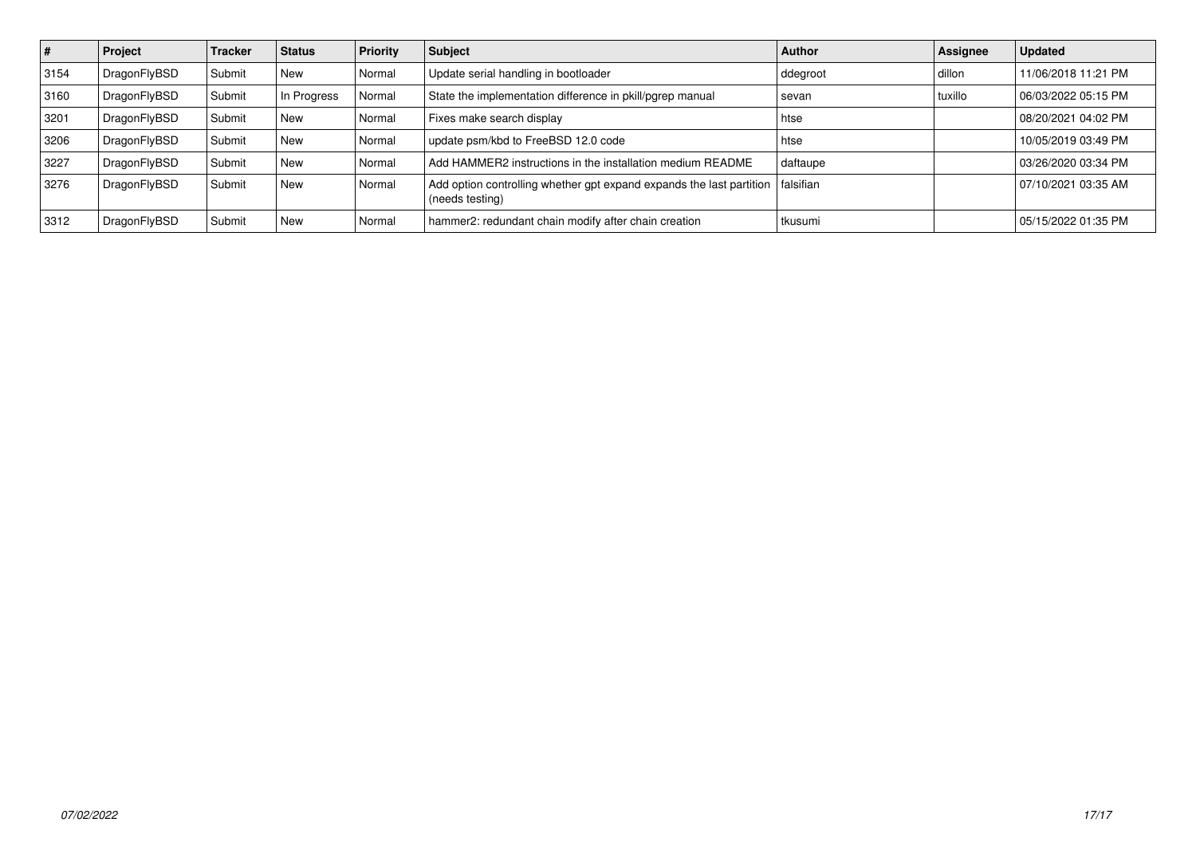| # | Project | Tracker | Status | Priority | Subject | Author | Assignee | Updated |
|---|---|---|---|---|---|---|---|---|
| 3154 | DragonFlyBSD | Submit | New | Normal | Update serial handling in bootloader | ddegroot | dillon | 11/06/2018 11:21 PM |
| 3160 | DragonFlyBSD | Submit | In Progress | Normal | State the implementation difference in pkill/pgrep manual | sevan | tuxillo | 06/03/2022 05:15 PM |
| 3201 | DragonFlyBSD | Submit | New | Normal | Fixes make search display | htse | | 08/20/2021 04:02 PM |
| 3206 | DragonFlyBSD | Submit | New | Normal | update psm/kbd to FreeBSD 12.0 code | htse | | 10/05/2019 03:49 PM |
| 3227 | DragonFlyBSD | Submit | New | Normal | Add HAMMER2 instructions in the installation medium README | daftaupe | | 03/26/2020 03:34 PM |
| 3276 | DragonFlyBSD | Submit | New | Normal | Add option controlling whether gpt expand expands the last partition (needs testing) | falsifian | | 07/10/2021 03:35 AM |
| 3312 | DragonFlyBSD | Submit | New | Normal | hammer2: redundant chain modify after chain creation | tkusumi | | 05/15/2022 01:35 PM |